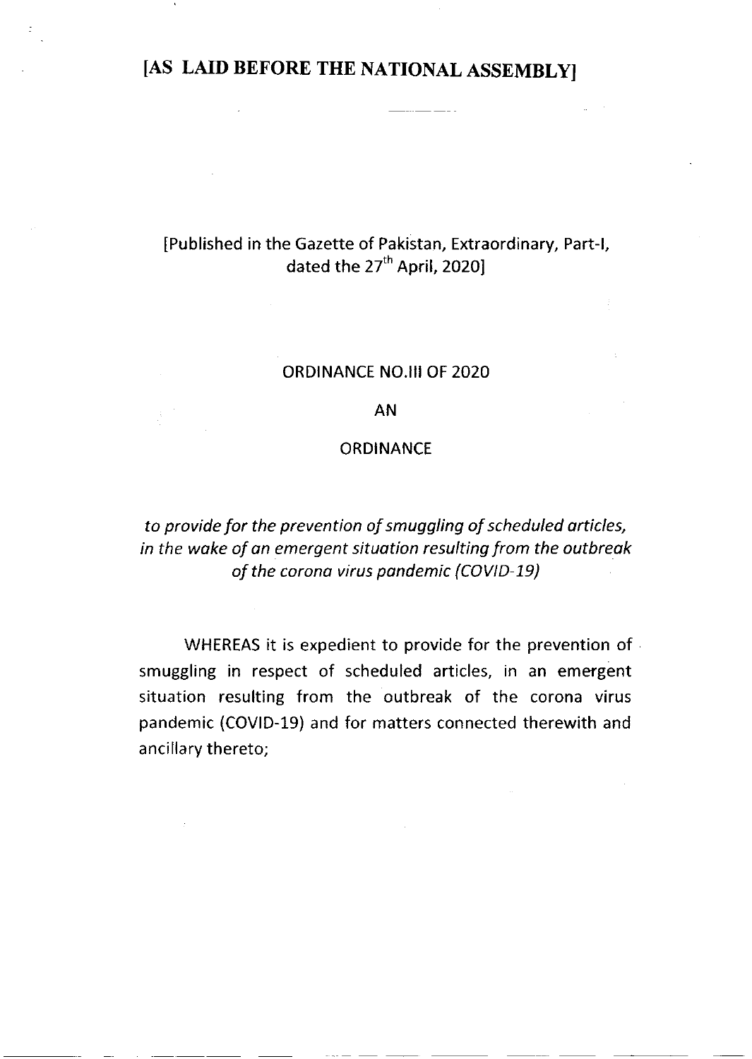**[AS LAID BEFORE THE NATIONAL ASSEMBLY]**

[Published in the Gazette of Pakistan, Extraordinary, Part-I, dated the 27th April, 2020]

ORDINANCE NO.III OF 2020

AN

ORDINANCE

*to provide for the prevention of smuggling of scheduled articles, in the wake of an emergent situation resulting from the outbreak of the corona virus pandemic (COVID-19)*

WHEREAS it is expedient to provide for the prevention of smuggling in respect of scheduled articles, in an emergent situation resulting from the outbreak of the corona virus pandemic (COVID-19) and for matters connected therewith and ancillary thereto;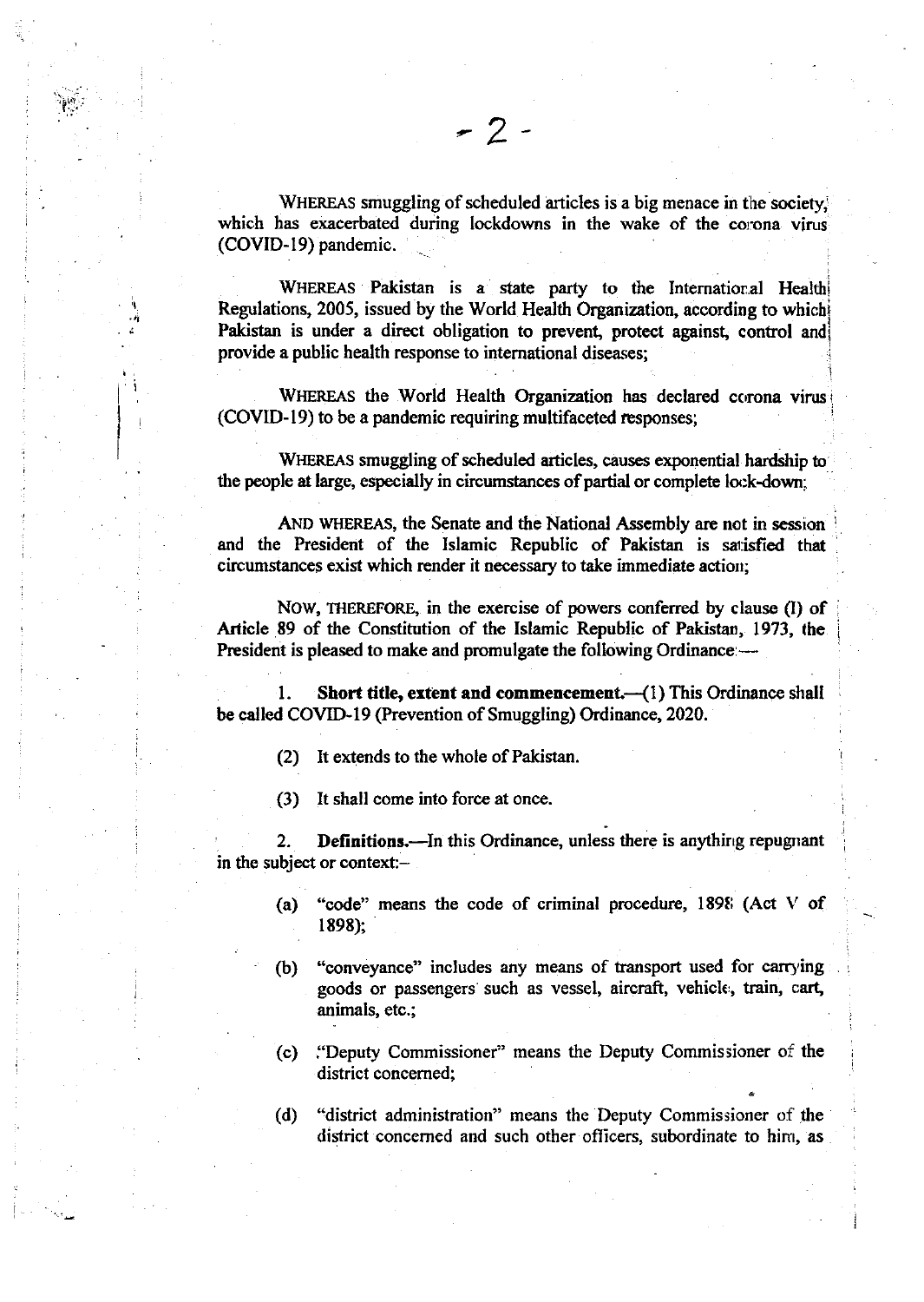WHEREAS smuggling of scheduled articles is a big menace in the society, which has exacerbated during lockdowns in the wake of the corona virus (COVID-19) pandemic.

WHEREAS Pakistan is a state party to the International Health Regulations, 2005, issued by the World Health Organization, according to which Pakistan is under a direct obligation to prevent, protect against, control and provide a public health response to international diseases;

WHEREAS the World Health Organization has declared corona virus (COVID-19) to be a pandemic requiring multifaceted responses;

WHEREAS smuggling of scheduled articles, causes exponential hardship to the people at large, especially in circumstances of partial or complete lock-down;

AND WHEREAS, the Senate and the National Assembly are not in session and the President of the Islamic Republic of Pakistan is satisfied that circumstances exist which render it necessary to take immediate action;

NOW, THEREFORE, in the exercise of powers conferred by clause (I) of Article 89 of the Constitution of the Islamic Republic of Pakistan, 1973, the President is pleased to make and promulgate the following Ordinance:—

1. **Short title, extent and commencement.**—(1) This Ordinance shall be called COVID-19 (Prevention of Smuggling) Ordinance, 2020.

(2) It extends to the whole of Pakistan.

(3) It shall come into force at once.

2. **Definitions.**—In this Ordinance, unless there is anything repugnant in the subject or context:–

(a) "code" means the code of criminal procedure, 1898 (Act V of 1898);

(b) "conveyance" includes any means of transport used for carrying goods or passengers such as vessel, aircraft, vehicle, train, cart, animals, etc.;

(c) "Deputy Commissioner" means the Deputy Commissioner of the district concerned;

(d) "district administration" means the Deputy Commissioner of the district concerned and such other officers, subordinate to him, as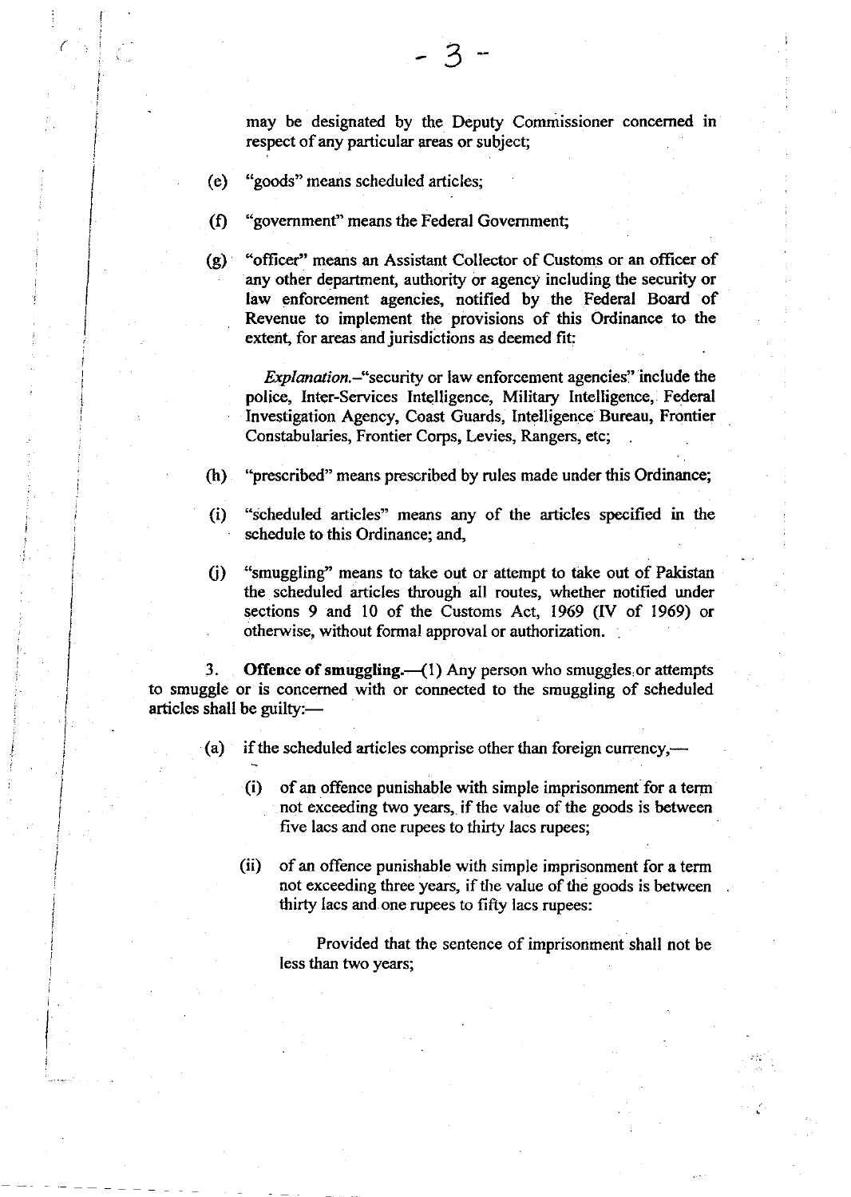may be designated by the Deputy Commissioner concerned in respect of any particular areas or subject;

(e) "goods" means scheduled articles;

(f) "government" means the Federal Government;

(g) "officer" means an Assistant Collector of Customs or an officer of any other department, authority or agency including the security or law enforcement agencies, notified by the Federal Board of Revenue to implement the provisions of this Ordinance to the extent, for areas and jurisdictions as deemed fit:

*Explanation.*—"security or law enforcement agencies" include the police, Inter-Services Intelligence, Military Intelligence, Federal Investigation Agency, Coast Guards, Intelligence Bureau, Frontier Constabularies, Frontier Corps, Levies, Rangers, etc;

(h) "prescribed" means prescribed by rules made under this Ordinance;

(i) "scheduled articles" means any of the articles specified in the schedule to this Ordinance; and,

(j) "smuggling" means to take out or attempt to take out of Pakistan the scheduled articles through all routes, whether notified under sections 9 and 10 of the Customs Act, 1969 (IV of 1969) or otherwise, without formal approval or authorization.

3. **Offence of smuggling.**—(1) Any person who smuggles or attempts to smuggle or is concerned with or connected to the smuggling of scheduled articles shall be guilty:—

(a) if the scheduled articles comprise other than foreign currency,—

(i) of an offence punishable with simple imprisonment for a term not exceeding two years, if the value of the goods is between five lacs and one rupees to thirty lacs rupees;

(ii) of an offence punishable with simple imprisonment for a term not exceeding three years, if the value of the goods is between thirty lacs and one rupees to fifty lacs rupees:

Provided that the sentence of imprisonment shall not be less than two years;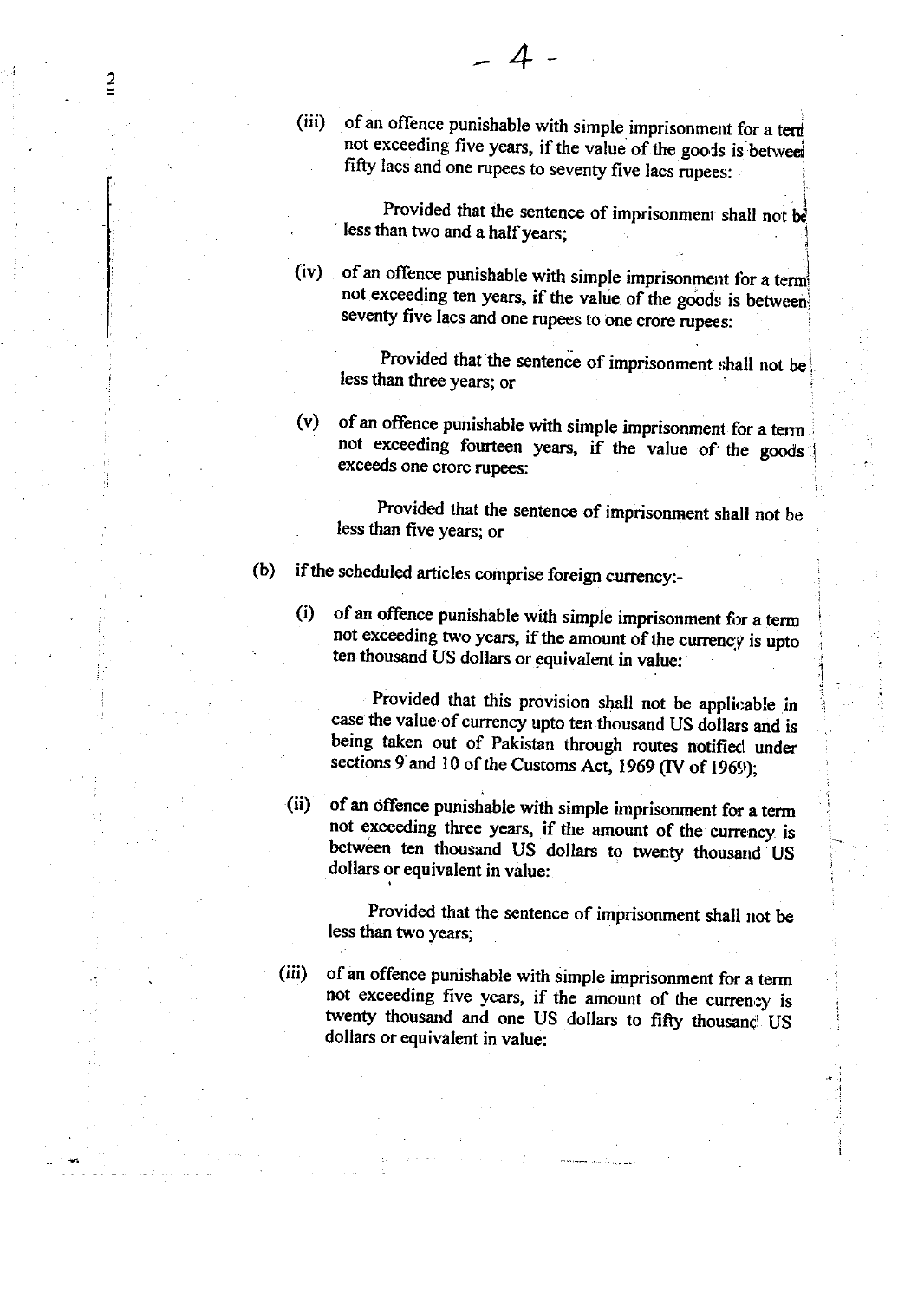(iii) of an offence punishable with simple imprisonment for a term not exceeding five years, if the value of the goods is between fifty lacs and one rupees to seventy five lacs rupees:

Provided that the sentence of imprisonment shall not be less than two and a half years;

(iv) of an offence punishable with simple imprisonment for a term not exceeding ten years, if the value of the goods is between seventy five lacs and one rupees to one crore rupees:

Provided that the sentence of imprisonment shall not be less than three years; or

(v) of an offence punishable with simple imprisonment for a term not exceeding fourteen years, if the value of the goods exceeds one crore rupees:

Provided that the sentence of imprisonment shall not be less than five years; or

(b) if the scheduled articles comprise foreign currency:-

(i) of an offence punishable with simple imprisonment for a term not exceeding two years, if the amount of the currency is upto ten thousand US dollars or equivalent in value:

Provided that this provision shall not be applicable in case the value of currency upto ten thousand US dollars and is being taken out of Pakistan through routes notified under sections 9 and 10 of the Customs Act, 1969 (IV of 1969);

(ii) of an offence punishable with simple imprisonment for a term not exceeding three years, if the amount of the currency is between ten thousand US dollars to twenty thousand US dollars or equivalent in value:

Provided that the sentence of imprisonment shall not be less than two years;

(iii) of an offence punishable with simple imprisonment for a term not exceeding five years, if the amount of the currency is twenty thousand and one US dollars to fifty thousand US dollars or equivalent in value: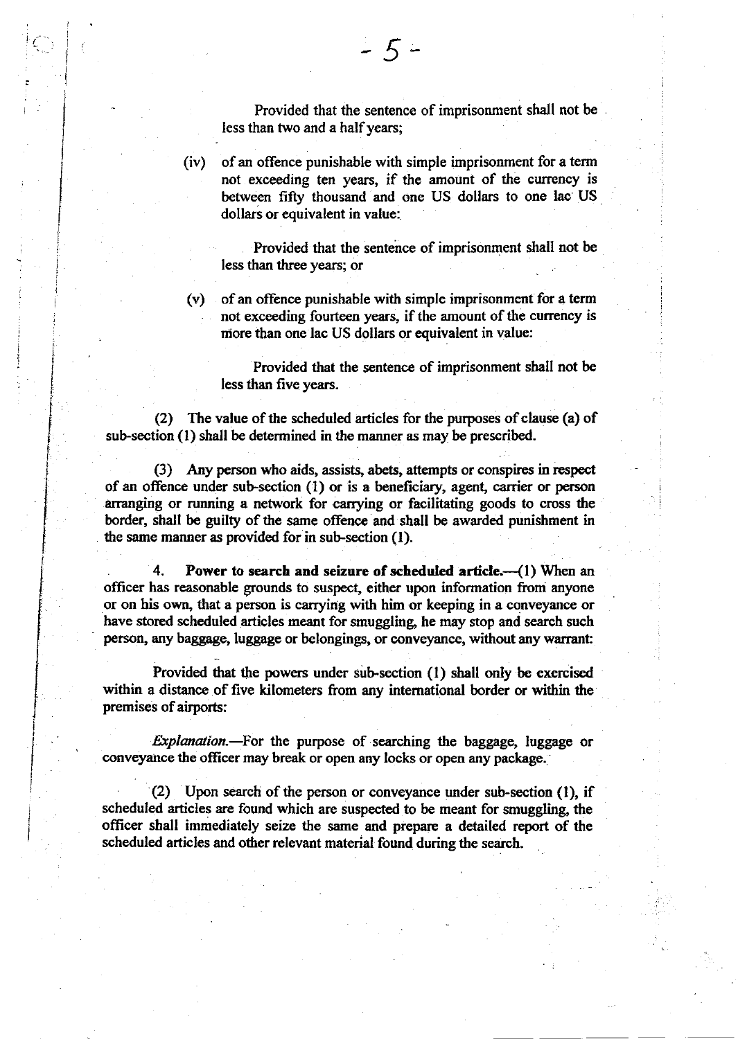Provided that the sentence of imprisonment shall not be less than two and a half years;

(iv) of an offence punishable with simple imprisonment for a term not exceeding ten years, if the amount of the currency is between fifty thousand and one US dollars to one lac US dollars or equivalent in value:

Provided that the sentence of imprisonment shall not be less than three years; or

(v) of an offence punishable with simple imprisonment for a term not exceeding fourteen years, if the amount of the currency is more than one lac US dollars or equivalent in value:

Provided that the sentence of imprisonment shall not be less than five years.

(2) The value of the scheduled articles for the purposes of clause (a) of sub-section (1) shall be determined in the manner as may be prescribed.

(3) Any person who aids, assists, abets, attempts or conspires in respect of an offence under sub-section (1) or is a beneficiary, agent, carrier or person arranging or running a network for carrying or facilitating goods to cross the border, shall be guilty of the same offence and shall be awarded punishment in the same manner as provided for in sub-section (1).

4. **Power to search and seizure of scheduled article.**—(1) When an officer has reasonable grounds to suspect, either upon information from anyone or on his own, that a person is carrying with him or keeping in a conveyance or have stored scheduled articles meant for smuggling, he may stop and search such person, any baggage, luggage or belongings, or conveyance, without any warrant:

Provided that the powers under sub-section (1) shall only be exercised within a distance of five kilometers from any international border or within the premises of airports:

*Explanation.*—For the purpose of searching the baggage, luggage or conveyance the officer may break or open any locks or open any package.

(2) Upon search of the person or conveyance under sub-section (1), if scheduled articles are found which are suspected to be meant for smuggling, the officer shall immediately seize the same and prepare a detailed report of the scheduled articles and other relevant material found during the search.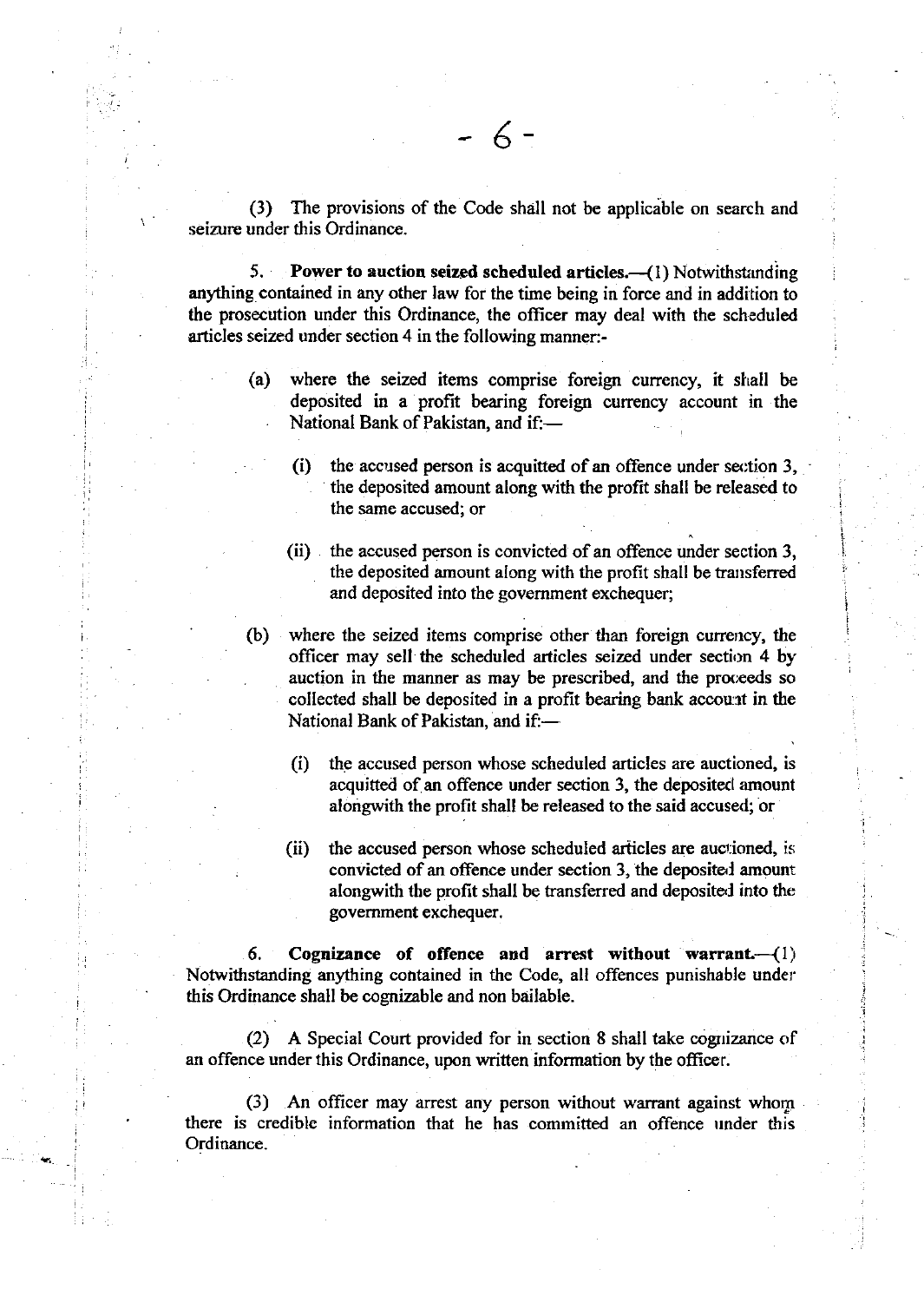(3) The provisions of the Code shall not be applicable on search and seizure under this Ordinance.

5. **Power to auction seized scheduled articles.**—(1) Notwithstanding anything contained in any other law for the time being in force and in addition to the prosecution under this Ordinance, the officer may deal with the scheduled articles seized under section 4 in the following manner:-

(a) where the seized items comprise foreign currency, it shall be deposited in a profit bearing foreign currency account in the National Bank of Pakistan, and if:—

(i) the accused person is acquitted of an offence under section 3, the deposited amount along with the profit shall be released to the same accused; or

(ii) the accused person is convicted of an offence under section 3, the deposited amount along with the profit shall be transferred and deposited into the government exchequer;

(b) where the seized items comprise other than foreign currency, the officer may sell the scheduled articles seized under section 4 by auction in the manner as may be prescribed, and the proceeds so collected shall be deposited in a profit bearing bank account in the National Bank of Pakistan, and if:—

(i) the accused person whose scheduled articles are auctioned, is acquitted of an offence under section 3, the deposited amount alongwith the profit shall be released to the said accused; or

(ii) the accused person whose scheduled articles are auctioned, is convicted of an offence under section 3, the deposited amount alongwith the profit shall be transferred and deposited into the government exchequer.

6. **Cognizance of offence and arrest without warrant.**—(1) Notwithstanding anything contained in the Code, all offences punishable under this Ordinance shall be cognizable and non bailable.

(2) A Special Court provided for in section 8 shall take cognizance of an offence under this Ordinance, upon written information by the officer.

(3) An officer may arrest any person without warrant against whom there is credible information that he has committed an offence under this Ordinance.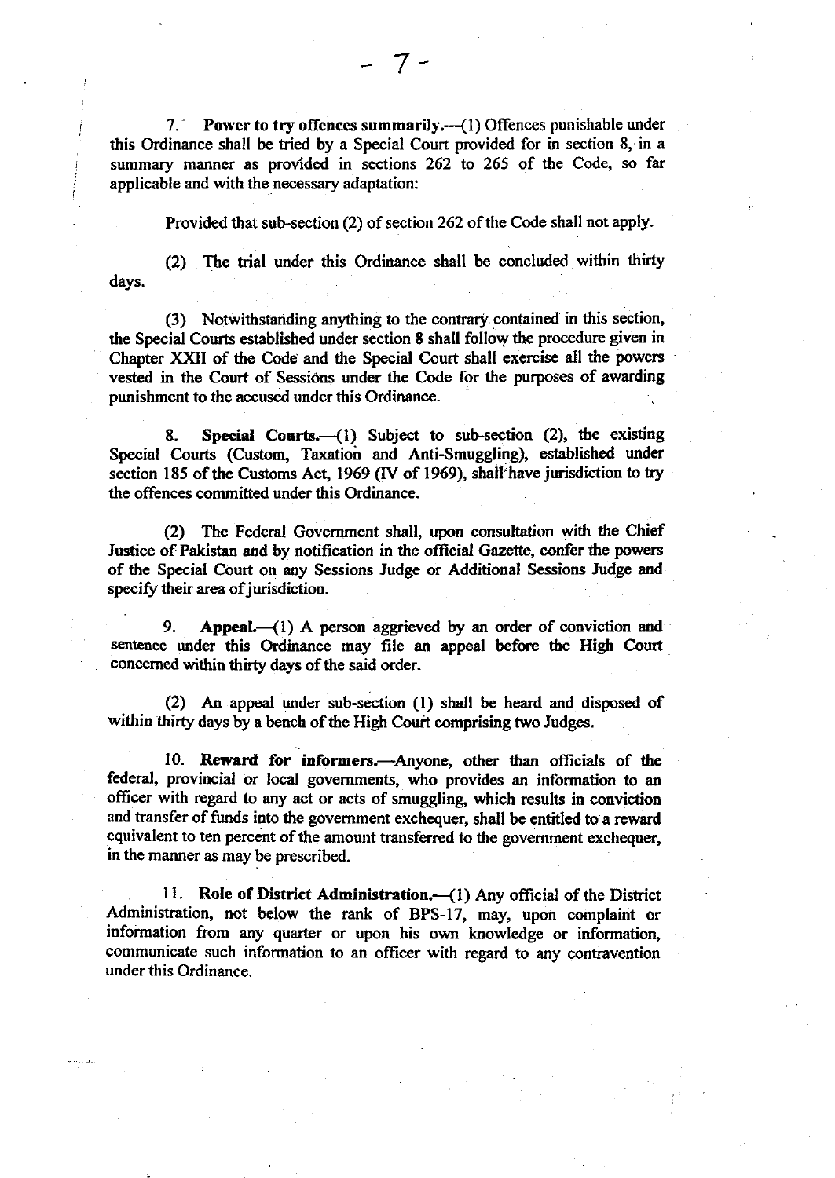7. **Power to try offences summarily.**—(1) Offences punishable under this Ordinance shall be tried by a Special Court provided for in section 8, in a summary manner as provided in sections 262 to 265 of the Code, so far applicable and with the necessary adaptation:

Provided that sub-section (2) of section 262 of the Code shall not apply.

(2) The trial under this Ordinance shall be concluded within thirty days.

(3) Notwithstanding anything to the contrary contained in this section, the Special Courts established under section 8 shall follow the procedure given in Chapter XXII of the Code and the Special Court shall exercise all the powers vested in the Court of Sessions under the Code for the purposes of awarding punishment to the accused under this Ordinance.

8. **Special Courts.**—(1) Subject to sub-section (2), the existing Special Courts (Custom, Taxation and Anti-Smuggling), established under section 185 of the Customs Act, 1969 (IV of 1969), shall have jurisdiction to try the offences committed under this Ordinance.

(2) The Federal Government shall, upon consultation with the Chief Justice of Pakistan and by notification in the official Gazette, confer the powers of the Special Court on any Sessions Judge or Additional Sessions Judge and specify their area of jurisdiction.

9. **Appeal.**—(1) A person aggrieved by an order of conviction and sentence under this Ordinance may file an appeal before the High Court concerned within thirty days of the said order.

(2) An appeal under sub-section (1) shall be heard and disposed of within thirty days by a bench of the High Court comprising two Judges.

10. **Reward for informers.**—Anyone, other than officials of the federal, provincial or local governments, who provides an information to an officer with regard to any act or acts of smuggling, which results in conviction and transfer of funds into the government exchequer, shall be entitled to a reward equivalent to ten percent of the amount transferred to the government exchequer, in the manner as may be prescribed.

11. **Role of District Administration.**—(1) Any official of the District Administration, not below the rank of BPS-17, may, upon complaint or information from any quarter or upon his own knowledge or information, communicate such information to an officer with regard to any contravention under this Ordinance.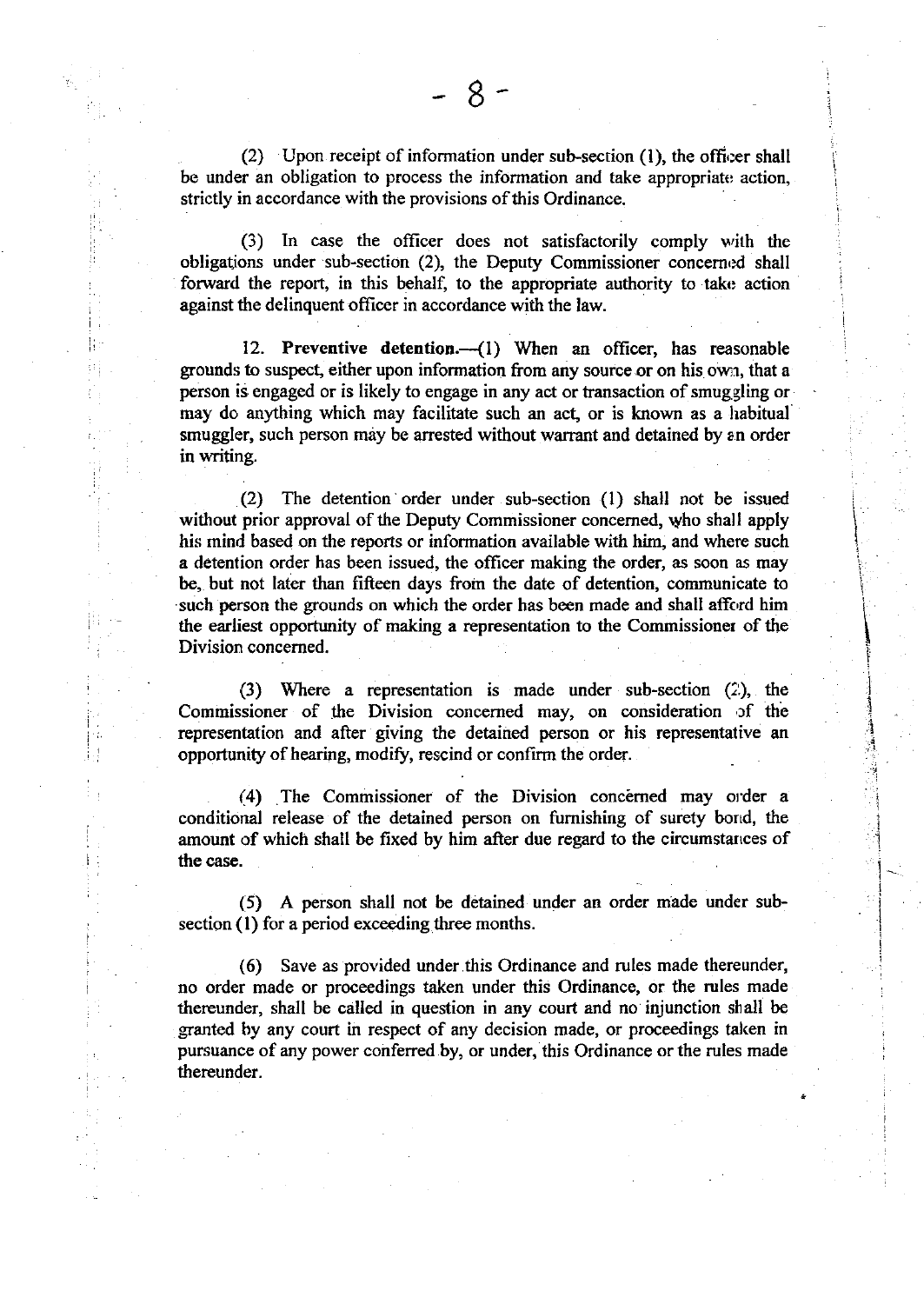(2) Upon receipt of information under sub-section (1), the officer shall be under an obligation to process the information and take appropriate action, strictly in accordance with the provisions of this Ordinance.

(3) In case the officer does not satisfactorily comply with the obligations under sub-section (2), the Deputy Commissioner concerned shall forward the report, in this behalf, to the appropriate authority to take action against the delinquent officer in accordance with the law.

12. **Preventive detention.**—(1) When an officer, has reasonable grounds to suspect, either upon information from any source or on his own, that a person is engaged or is likely to engage in any act or transaction of smuggling or may do anything which may facilitate such an act, or is known as a habitual smuggler, such person may be arrested without warrant and detained by an order in writing.

(2) The detention order under sub-section (1) shall not be issued without prior approval of the Deputy Commissioner concerned, who shall apply his mind based on the reports or information available with him, and where such a detention order has been issued, the officer making the order, as soon as may be, but not later than fifteen days from the date of detention, communicate to such person the grounds on which the order has been made and shall afford him the earliest opportunity of making a representation to the Commissioner of the Division concerned.

(3) Where a representation is made under sub-section (2), the Commissioner of the Division concerned may, on consideration of the representation and after giving the detained person or his representative an opportunity of hearing, modify, rescind or confirm the order.

(4) The Commissioner of the Division concerned may order a conditional release of the detained person on furnishing of surety bond, the amount of which shall be fixed by him after due regard to the circumstances of the case.

(5) A person shall not be detained under an order made under sub-section (1) for a period exceeding three months.

(6) Save as provided under this Ordinance and rules made thereunder, no order made or proceedings taken under this Ordinance, or the rules made thereunder, shall be called in question in any court and no injunction shall be granted by any court in respect of any decision made, or proceedings taken in pursuance of any power conferred by, or under, this Ordinance or the rules made thereunder.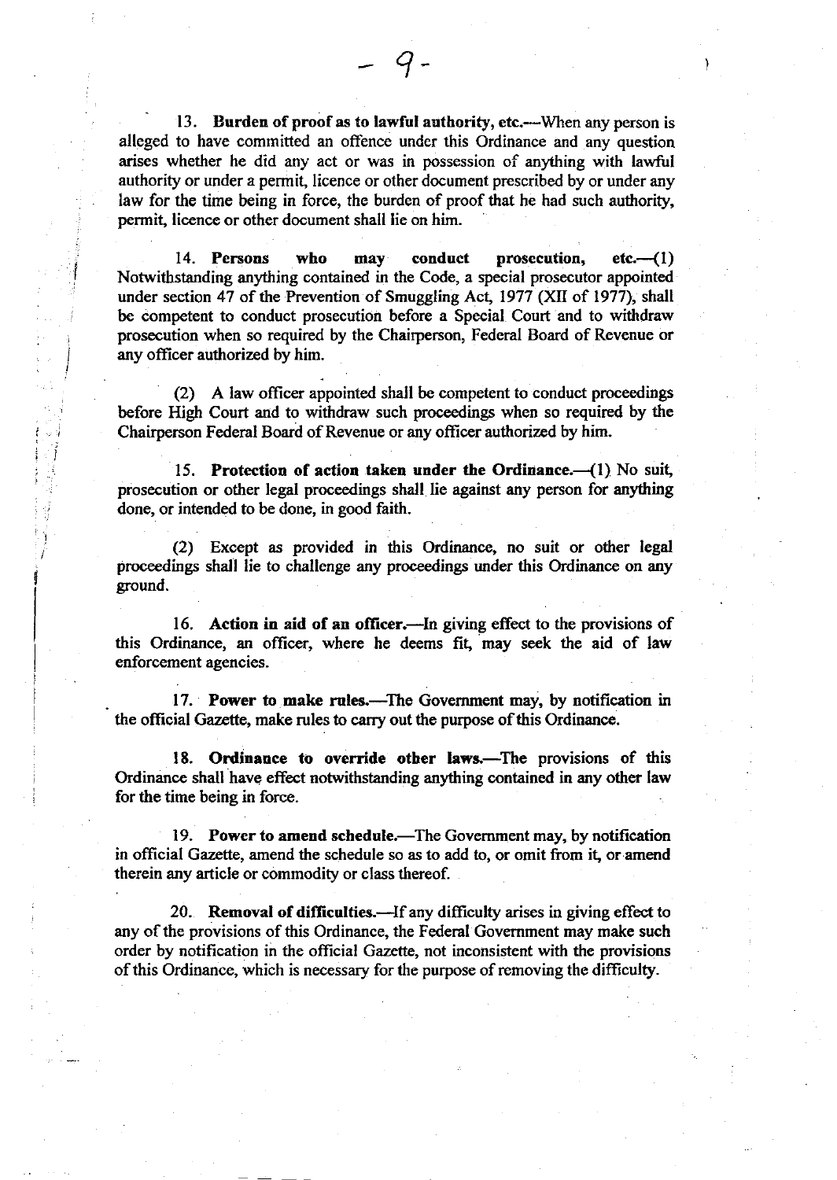**13. Burden of proof as to lawful authority, etc.**—When any person is alleged to have committed an offence under this Ordinance and any question arises whether he did any act or was in possession of anything with lawful authority or under a permit, licence or other document prescribed by or under any law for the time being in force, the burden of proof that he had such authority, permit, licence or other document shall lie on him.

**14. Persons who may conduct prosecution, etc.**—(1) Notwithstanding anything contained in the Code, a special prosecutor appointed under section 47 of the Prevention of Smuggling Act, 1977 (XII of 1977), shall be competent to conduct prosecution before a Special Court and to withdraw prosecution when so required by the Chairperson, Federal Board of Revenue or any officer authorized by him.

(2) A law officer appointed shall be competent to conduct proceedings before High Court and to withdraw such proceedings when so required by the Chairperson Federal Board of Revenue or any officer authorized by him.

**15. Protection of action taken under the Ordinance.**—(1) No suit, prosecution or other legal proceedings shall lie against any person for anything done, or intended to be done, in good faith.

(2) Except as provided in this Ordinance, no suit or other legal proceedings shall lie to challenge any proceedings under this Ordinance on any ground.

**16. Action in aid of an officer.**—In giving effect to the provisions of this Ordinance, an officer, where he deems fit, may seek the aid of law enforcement agencies.

**17. Power to make rules.**—The Government may, by notification in the official Gazette, make rules to carry out the purpose of this Ordinance.

**18. Ordinance to override other laws.**—The provisions of this Ordinance shall have effect notwithstanding anything contained in any other law for the time being in force.

**19. Power to amend schedule.**—The Government may, by notification in official Gazette, amend the schedule so as to add to, or omit from it, or amend therein any article or commodity or class thereof.

**20. Removal of difficulties.**—If any difficulty arises in giving effect to any of the provisions of this Ordinance, the Federal Government may make such order by notification in the official Gazette, not inconsistent with the provisions of this Ordinance, which is necessary for the purpose of removing the difficulty.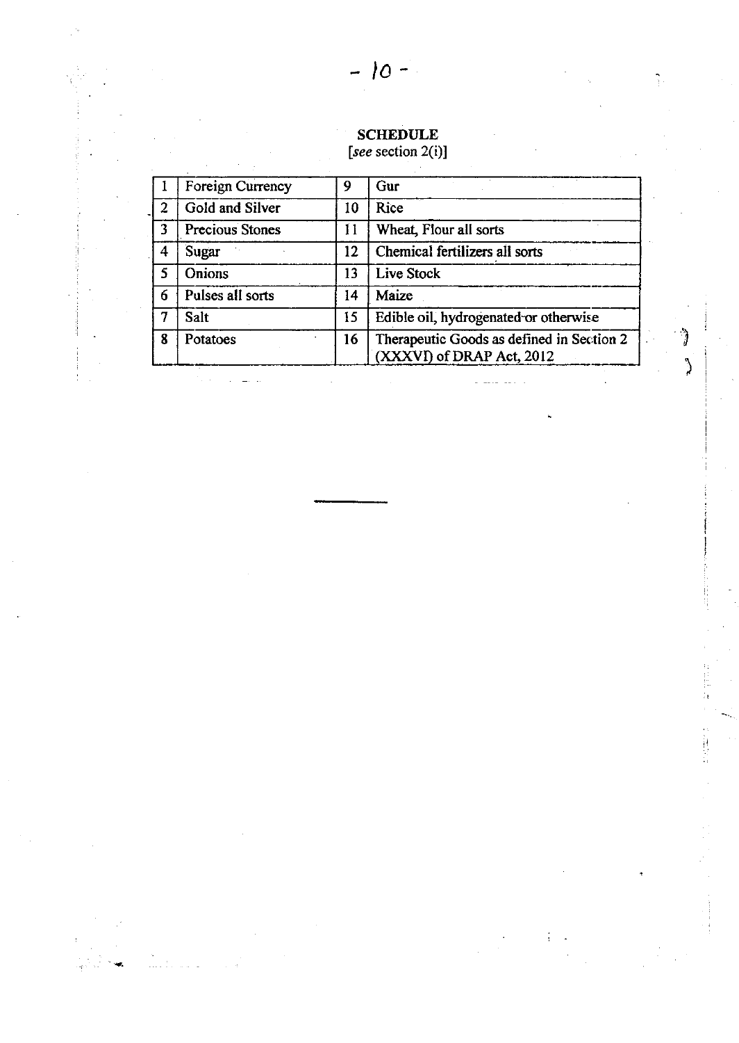**SCHEDULE**

[*see* section 2(i)]

| | | | |
|---|---|---|---|
| 1 | Foreign Currency | 9 | Gur |
| 2 | Gold and Silver | 10 | Rice |
| 3 | Precious Stones | 11 | Wheat, Flour all sorts |
| 4 | Sugar | 12 | Chemical fertilizers all sorts |
| 5 | Onions | 13 | Live Stock |
| 6 | Pulses all sorts | 14 | Maize |
| 7 | Salt | 15 | Edible oil, hydrogenated or otherwise |
| 8 | Potatoes | 16 | Therapeutic Goods as defined in Section 2 (XXXVI) of DRAP Act, 2012 |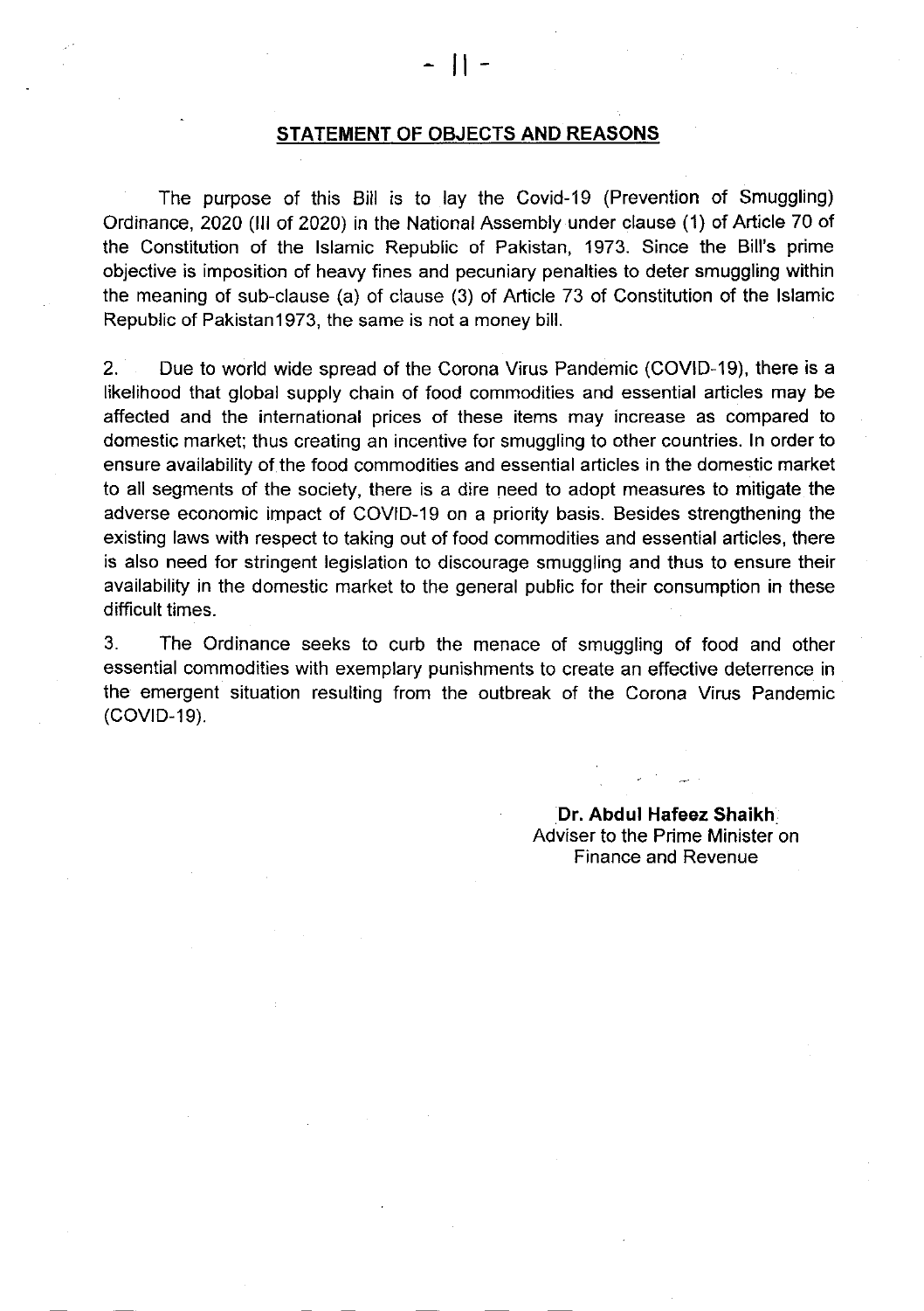## STATEMENT OF OBJECTS AND REASONS

The purpose of this Bill is to lay the Covid-19 (Prevention of Smuggling) Ordinance, 2020 (III of 2020) in the National Assembly under clause (1) of Article 70 of the Constitution of the Islamic Republic of Pakistan, 1973. Since the Bill's prime objective is imposition of heavy fines and pecuniary penalties to deter smuggling within the meaning of sub-clause (a) of clause (3) of Article 73 of Constitution of the Islamic Republic of Pakistan1973, the same is not a money bill.

2. Due to world wide spread of the Corona Virus Pandemic (COVID-19), there is a likelihood that global supply chain of food commodities and essential articles may be affected and the international prices of these items may increase as compared to domestic market; thus creating an incentive for smuggling to other countries. In order to ensure availability of the food commodities and essential articles in the domestic market to all segments of the society, there is a dire need to adopt measures to mitigate the adverse economic impact of COVID-19 on a priority basis. Besides strengthening the existing laws with respect to taking out of food commodities and essential articles, there is also need for stringent legislation to discourage smuggling and thus to ensure their availability in the domestic market to the general public for their consumption in these difficult times.

3. The Ordinance seeks to curb the menace of smuggling of food and other essential commodities with exemplary punishments to create an effective deterrence in the emergent situation resulting from the outbreak of the Corona Virus Pandemic (COVID-19).

**Dr. Abdul Hafeez Shaikh**
Adviser to the Prime Minister on
Finance and Revenue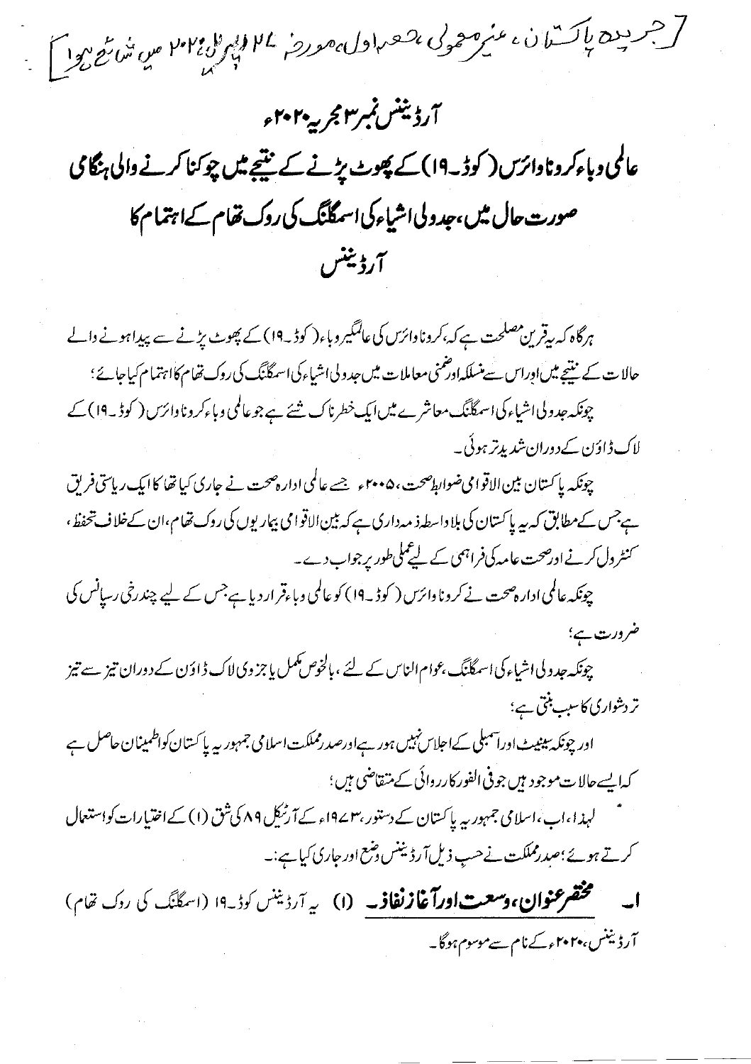[جریدہ پاکستان، غیر معمولی، حصہ اول، مورخہ ۲۷ اپریل ۲۰۲۰ء میں شائع ہوا]

# آرڈیننس نمبر ۳ مجریہ ۲۰۲۰ء

## عالمی وباء کرونا وائرس (کوڈ۔۱۹) کے پھوٹ پڑنے کے نتیجے میں چوکنا کرنے والی ہنگامی صورت حال میں، جدولی اشیاء کی اسمگلنگ کی روک تھام کے اہتمام کا آرڈیننس

ہرگاہ کہ یہ قرین مصلحت ہے کہ، کرونا وائرس کی عالمگیر وباء (کوڈ۔۱۹) کے پھوٹ پڑنے سے پیدا ہونے والے حالات کے نتیجے میں اور اس سے منسلکہ اور ضمنی معاملات میں جدولی اشیاء کی اسمگلنگ کی روک تھام کا اہتمام کیا جائے؛

چونکہ جدولی اشیاء کی اسمگلنگ معاشرے میں ایک خطرناک شئے ہے جو عالمی وباء کرونا وائرس (کوڈ۔۱۹) کے لاک ڈاؤن کے دوران شدید تر ہوئی۔

چونکہ پاکستان بین الاقوامی ضوابط صحت، ۲۰۰۵ء جسے عالمی ادارہ صحت نے جاری کیا تھا کا ایک ریاستی فریق ہے جس کے مطابق کہ یہ پاکستان کی بلاواسطہ ذمہ داری ہے کہ بین الاقوامی بیماریوں کی روک تھام، ان کے خلاف تحفظ، کنٹرول کرنے اور صحت عامہ کی فراہمی کے لیے عملی طور پر جواب دے۔

چونکہ عالمی ادارہ صحت نے کرونا وائرس (کوڈ۔۱۹) کو عالمی وباء قرار دیا ہے جس کے لیے چند رخی رسپانس کی ضرورت ہے؛

چونکہ جدولی اشیاء کی اسمگلنگ، عوام الناس کے لئے، بالخصوص مکمل یا جزوی لاک ڈاؤن کے دوران تیز سے تیز تر دشواری کا سبب بنتی ہے؛

اور چونکہ سینیٹ اور اسمبلی کے اجلاس نہیں ہو رہے اور صدر مملکت اسلامی جمہوریہ پاکستان کو اطمینان حاصل ہے کہ ایسے حالات موجود ہیں جو فی الفور کارروائی کے متقاضی ہیں؛

لہٰذا، اب، اسلامی جمہوریہ پاکستان کے دستور، ۱۹۷۳ء کے آرٹیکل ۸۹ کی شق (۱) کے اختیارات کو استعمال کرتے ہوئے؛ صدر مملکت نے حسب ذیل آرڈیننس وضع اور جاری کیا ہے:۔

۱۔ **مختصر عنوان، وسعت اور آغاز نفاذ۔** (۱) یہ آرڈیننس کوڈ۔۱۹ (اسمگلنگ کی روک تھام) آرڈیننس، ۲۰۲۰ء کے نام سے موسوم ہوگا۔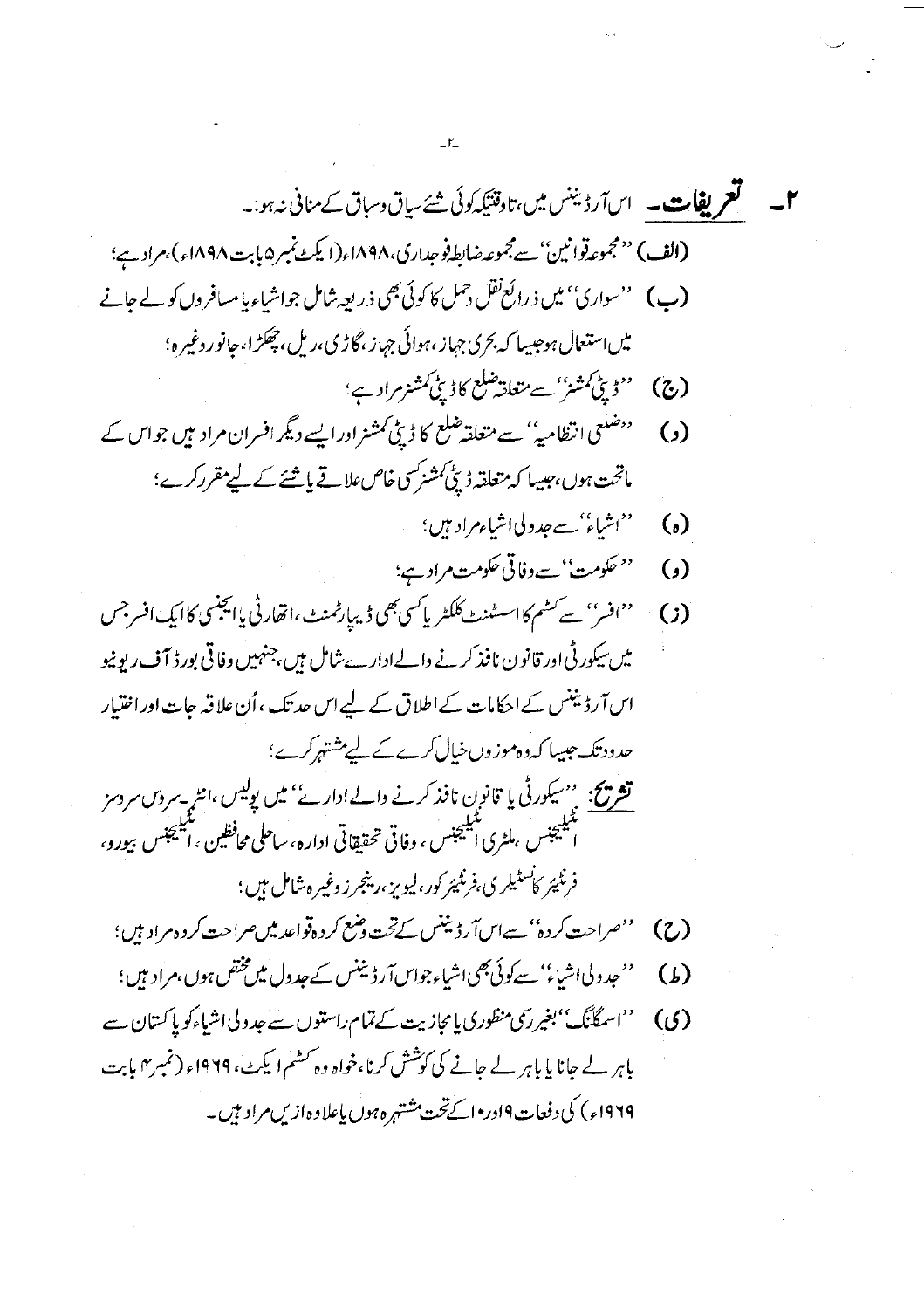**۲۔ تعریفات۔** اس آرڈیننس میں، تاوقتیکہ کوئی شئے سیاق وسباق کے منافی نہ ہو:۔

**(الف)** ''مجموعہ قوانین'' سے مجموعہ ضابطہ فوجداری، ۱۸۹۸ء (ایکٹ نمبر ۵ بابت ۱۸۹۸ء)، مراد ہے؛

**(ب)** ''سواری'' میں ذرائع نقل وحمل کا کوئی بھی ذریعہ شامل جو اشیاء یا مسافروں کو لے جانے میں استعمال ہو جیسا کہ بحری جہاز، ہوائی جہاز، گاڑی، ریل، چھکڑا، جانور وغیرہ؛

**(ج)** ''ڈپٹی کمشنر'' سے متعلقہ ضلع کا ڈپٹی کمشنر مراد ہے؛

**(د)** ''ضلعی انتظامیہ'' سے متعلقہ ضلع کا ڈپٹی کمشنر اور ایسے دیگر افسران مراد ہیں جو اس کے ماتحت ہوں، جیسا کہ متعلقہ ڈپٹی کمشنر کسی خاص علاقے یا شئے کے لیے مقرر کرے؛

**(ہ)** ''اشیاء'' سے جدولی اشیاء مراد ہیں؛

**(و)** ''حکومت'' سے وفاقی حکومت مراد ہے؛

**(ز)** ''افسر'' سے کسٹم کا اسسٹنٹ کلکٹر یا کسی بھی ڈیپارٹمنٹ، اتھارٹی یا ایجنسی کا ایک افسر جس میں سیکورٹی اور قانون نافذ کرنے والے ادارے شامل ہیں، جنہیں وفاقی بورڈ آف ریونیو اس آرڈیننس کے احکامات کے اطلاق کے لیے اس حد تک، اُن علاقہ جات اور اختیار حدود تک جیسا کہ وہ موزوں خیال کرے کے لیے مشتہر کرے؛

**تشریح:** ''سیکورٹی یا قانون نافذ کرنے والے ادارے'' میں پولیس، انٹر۔سروس سروسز انٹیلیجنس، ملٹری انٹیلیجنس، وفاقی تحقیقاتی ادارہ، ساحلی محافظین، انٹیلیجنس بیورو، فرنٹیر کانسٹیلری، فرنٹیر کور، لیویز، رینجرز وغیرہ شامل ہیں؛

**(ح)** ''صراحت کردہ'' سے اس آرڈیننس کے تحت وضع کردہ قواعد میں صراحت کردہ مراد ہیں؛

**(ط)** ''جدولی اشیاء'' سے کوئی بھی اشیاء جو اس آرڈیننس کے جدول میں مختص ہوں، مراد ہیں؛

**(ی)** ''اسمگلنگ'' بغیر رسمی منظوری یا مجازیت کے تمام راستوں سے جدولی اشیاء کو پاکستان سے باہر لے جانا یا باہر لے جانے کی کوشش کرنا، خواہ وہ کسٹم ایکٹ، ۱۹۶۹ء (نمبر ۴ بابت ۱۹۶۹ء) کی دفعات ۹ اور ۱۰ کے تحت مشتہرہ ہوں یا علاوہ ازیں مراد ہیں۔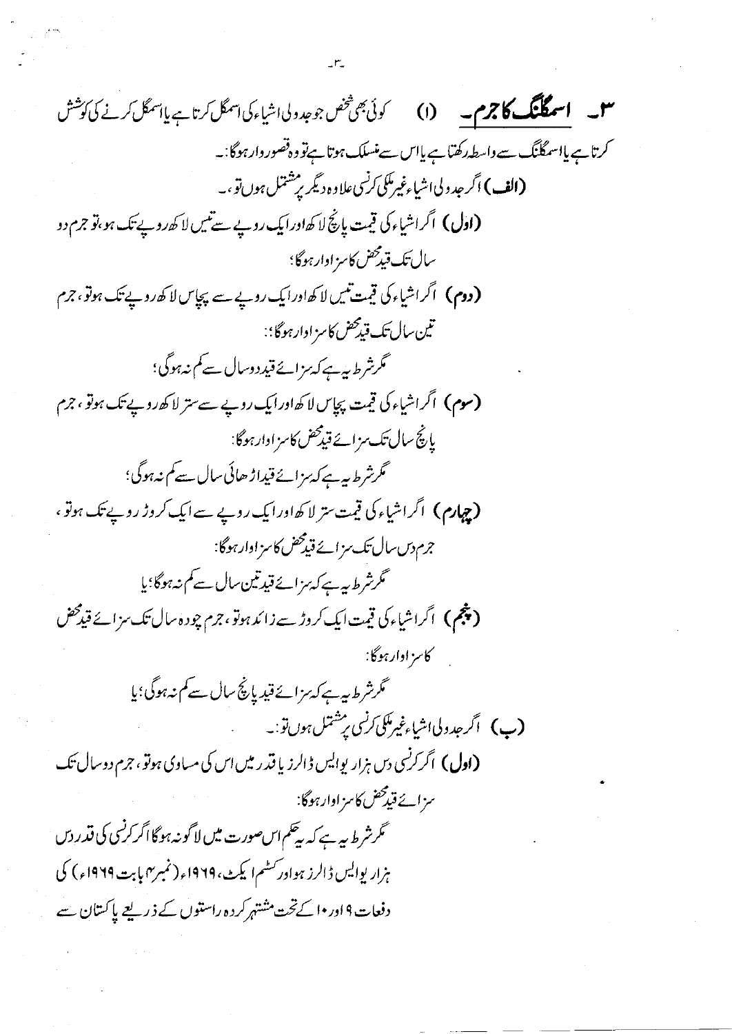**۳۔ اسمگلنگ کا جرم۔** (۱) کوئی بھی شخص جو جدولی اشیاء کی اسمگل کرتا ہے یا اسمگل کرنے کی کوشش کرتا ہے یا اسمگلنگ سے واسطہ رکھتا ہے یا اس سے منسلک ہوتا ہے تو وہ قصوروار ہوگا:۔

**(الف)** اگر جدولی اشیاء غیر ملکی کرنسی علاوہ دیگر پر مشتمل ہوں تو،۔

**(اول)** اگر اشیاء کی قیمت پانچ لاکھ اور ایک روپے سے تیس لاکھ روپے تک ہو، تو جرم دو سال تک قید محض کا سزاوار ہوگا؛

**(دوم)** اگر اشیاء کی قیمت تیس لاکھ اور ایک روپے سے پچاس لاکھ روپے تک ہو تو، جرم تین سال تک قید محض کا سزاوار ہوگا:

مگر شرط یہ ہے کہ سزائے قید دو سال سے کم نہ ہوگی؛

**(سوم)** اگر اشیاء کی قیمت پچاس لاکھ اور ایک روپے سے ستر لاکھ روپے تک ہو تو، جرم پانچ سال تک سزائے قید محض کا سزاوار ہوگا:

مگر شرط یہ ہے کہ سزائے قید اڑھائی سال سے کم نہ ہوگی؛

**(چہارم)** اگر اشیاء کی قیمت ستر لاکھ اور ایک روپے سے ایک کروڑ روپے تک ہو تو، جرم دس سال تک سزائے قید محض کا سزاوار ہوگا:

مگر شرط یہ ہے کہ سزائے قید تین سال سے کم نہ ہوگا؛ یا

**(پنجم)** اگر اشیاء کی قیمت ایک کروڑ سے زائد ہو تو، جرم چودہ سال تک سزائے قید محض کا سزاوار ہوگا:

مگر شرط یہ ہے کہ سزائے قید پانچ سال سے کم نہ ہوگی؛ یا

**(ب)** اگر جدولی اشیاء غیر ملکی کرنسی پر مشتمل ہوں تو:۔

**(اول)** اگر کرنسی دس ہزار یو ایس ڈالرز یا قدر میں اس کی مساوی ہو تو، جرم دو سال تک سزائے قید محض کا سزاوار ہوگا:

مگر شرط یہ ہے کہ یہ حکم اس صورت میں لاگو نہ ہوگا اگر کرنسی کی قدر دس ہزار یو ایس ڈالرز ہو اور کسٹم ایکٹ، ۱۹۶۹ء (نمبر ۴ بابت ۱۹۶۹ء) کی دفعات ۹ اور ۱۰ کے تحت مشتہر کردہ راستوں کے ذریعے پاکستان سے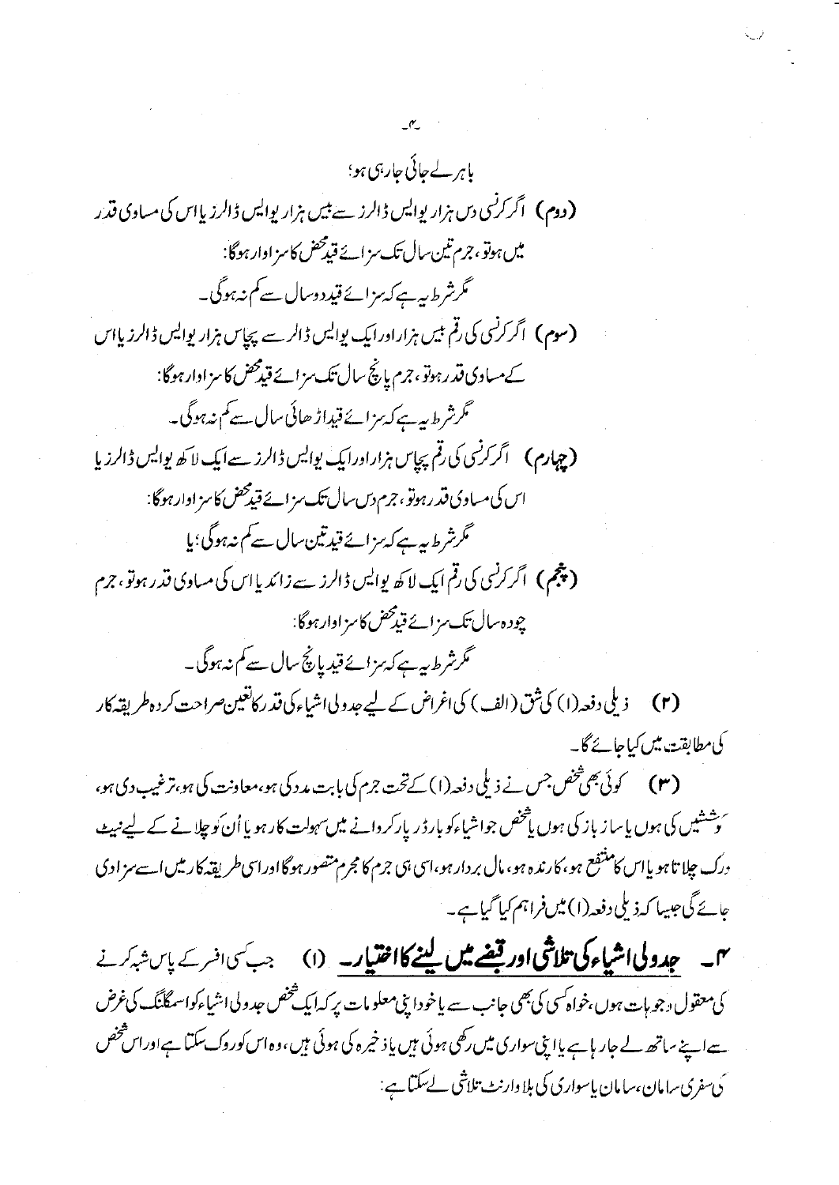باہر لے جائی جارہی ہو؛

**(دوم)** اگر کرنسی دس ہزار یو ایس ڈالرز سے بیس ہزار یو ایس ڈالرز یا اس کی مساوی قدر میں ہو تو، جرم تین سال تک سزائے قید محض کا سزاوار ہوگا:

مگر شرط یہ ہے کہ سزائے قید دو سال سے کم نہ ہوگی۔

**(سوم)** اگر کرنسی کی رقم بیس ہزار اور ایک یو ایس ڈالر سے پچاس ہزار یو ایس ڈالرز یا اس کے مساوی قدر ہو تو، جرم پانچ سال تک سزائے قید محض کا سزاوار ہوگا:

مگر شرط یہ ہے کہ سزائے قید اڑھائی سال سے کم نہ ہوگی۔

**(چہارم)** اگر کرنسی کی رقم پچاس ہزار اور ایک یو ایس ڈالرز سے ایک لاکھ یو ایس ڈالرز یا اس کی مساوی قدر ہو تو، جرم دس سال تک سزائے قید محض کا سزاوار ہوگا:

مگر شرط یہ ہے کہ سزائے قید تین سال سے کم نہ ہوگی؛ یا

**(پنجم)** اگر کرنسی کی رقم ایک لاکھ یو ایس ڈالرز سے زائد یا اس کی مساوی قدر ہو تو، جرم چودہ سال تک سزائے قید محض کا سزاوار ہوگا:

مگر شرط یہ ہے کہ سزائے قید پانچ سال سے کم نہ ہوگی۔

**(۲)** ذیلی دفعہ (۱) کی شق (الف) کی اغراض کے لیے جدولی اشیاء کی قدر کا تعین صراحت کردہ طریقہ کار کی مطابقت میں کیا جائے گا۔

**(۳)** کوئی بھی شخص جس نے ذیلی دفعہ (۱) کے تحت جرم کی بابت مدد کی ہو، معاونت کی ہو، ترغیب دی ہو، کوششیں کی ہوں یا ساز باز کی ہوں یا شخص جو اشیاء کو بارڈر پار کروانے میں سہولت کار ہو یا اُن کو چلانے کے لیے نیٹ ورک چلاتا ہو یا اس کا منتفع ہو، کارندہ ہو، مال بردار ہو، اسی ہی جرم کا مجرم متصور ہوگا اور اسی طریقہ کار میں اسے سزا دی جائے گی جیسا کہ ذیلی دفعہ (۱) میں فراہم کیا گیا ہے۔

**۴۔ جدولی اشیاء کی تلاشی اور قبضے میں لینے کا اختیار۔** (۱) جب کسی افسر کے پاس شبہ کرنے کی معقول وجوہات ہوں، خواہ کسی کی بھی جانب سے یا خود اپنی معلومات پر کہ ایک شخص جدولی اشیاء کو اسمگلنگ کی غرض سے اپنے ساتھ لے جا رہا ہے یا اپنی سواری میں رکھی ہوئی ہیں یا ذخیرہ کی ہوئی ہیں، وہ اس کو روک سکتا ہے اور اس شخص کی سفری سامان، سامان یا سواری کی بلا وارنٹ تلاشی لے سکتا ہے: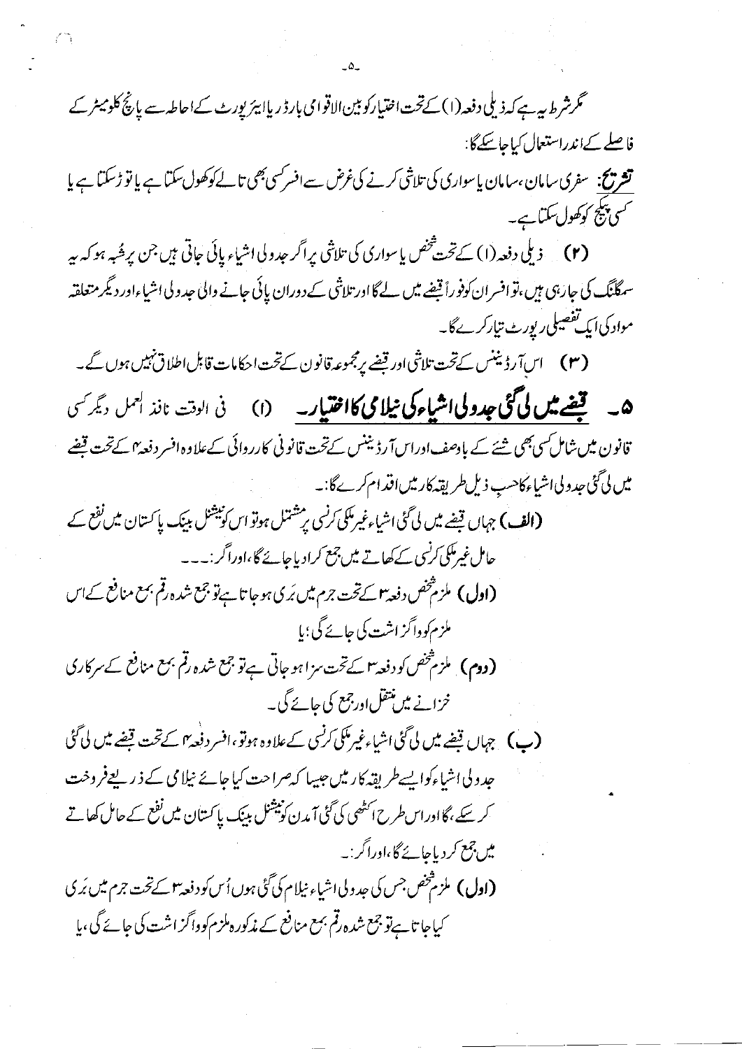مگر شرط یہ ہے کہ ذیلی دفعہ (۱) کے تحت اختیار کو بین الاقوامی بارڈر یا ایئر پورٹ کے احاطہ سے پانچ کلومیٹر کے فاصلے کے اندر استعمال کیا جا سکے گا:

**تشریح:** سفری سامان، سامان یا سواری کی تلاشی کرنے کی غرض سے افسر کسی بھی تالے کو کھول سکتا ہے یا توڑ سکتا ہے یا کسی پیکج کو کھول سکتا ہے۔

**(۲)** ذیلی دفعہ (۱) کے تحت شخص یا سواری کی تلاشی پر اگر جدولی اشیاء پائی جاتی ہیں جن پر شُبہ ہو کہ یہ سمگلنگ کی جا رہی ہیں، تو افسران کو فوراً قبضے میں لے گا اور تلاشی کے دوران پائی جانے والی جدولی اشیاء اور دیگر متعلقہ مواد کی ایک تفصیلی رپورٹ تیار کرے گا۔

**(۳)** اس آرڈیننس کے تحت تلاشی اور قبضے پر مجموعہ قانون کے تحت احکامات قابل اطلاق نہیں ہوں گے۔

**۵۔ قبضے میں لی گئی جدولی اشیاء کی نیلامی کا اختیار۔** (۱) فی الوقت نافذ العمل دیگر کسی قانون میں شامل کسی بھی شئے کے باوصف اور اس آرڈیننس کے تحت قانونی کارروائی کے علاوہ افسر دفعہ ۴ کے تحت قبضے میں لی گئی جدولی اشیاء کا حسب ذیل طریقہ کار میں اقدام کرے گا:۔

**(الف)** جہاں قبضے میں لی گئی اشیاء غیر ملکی کرنسی پر مشتمل ہو تو اس کو نیشنل بینک پاکستان میں نفع کے حامل غیر ملکی کرنسی کے کھاتے میں جمع کرا دیا جائے گا، اور اگر:۔۔۔

**(اول)** ملزم شخص دفعہ ۳ کے تحت جرم میں بَری ہو جاتا ہے تو جمع شدہ رقم بمع منافع کے اس ملزم کو واگزاشت کی جائے گی؛ یا

**(دوم)** ملزم شخص کو دفعہ ۳ کے تحت سزا ہو جاتی ہے تو جمع شدہ رقم بمع منافع کے سرکاری خزانے میں منتقل اور جمع کی جائے گی۔

**(ب)** جہاں قبضے میں لی گئی اشیاء غیر ملکی کرنسی کے علاوہ ہو تو، افسر دفعہ ۴ کے تحت قبضے میں لی گئی جدولی اشیاء کو ایسے طریقہ کار میں جیسا کہ صراحت کیا جائے نیلامی کے ذریعے فروخت کر سکے، گا اور اس طرح اکٹھی کی گئی آمدن کو نیشنل بینک پاکستان میں نفع کے حامل کھاتے میں جمع کر دیا جائے گا، اور اگر:۔

**(اول)** ملزم شخص جس کی جدولی اشیاء نیلام کی گئی ہوں اُس کو دفعہ ۳ کے تحت جرم میں بَری کیا جاتا ہے تو جمع شدہ رقم بمع منافع کے مذکورہ ملزم کو واگزاشت کی جائے گی، یا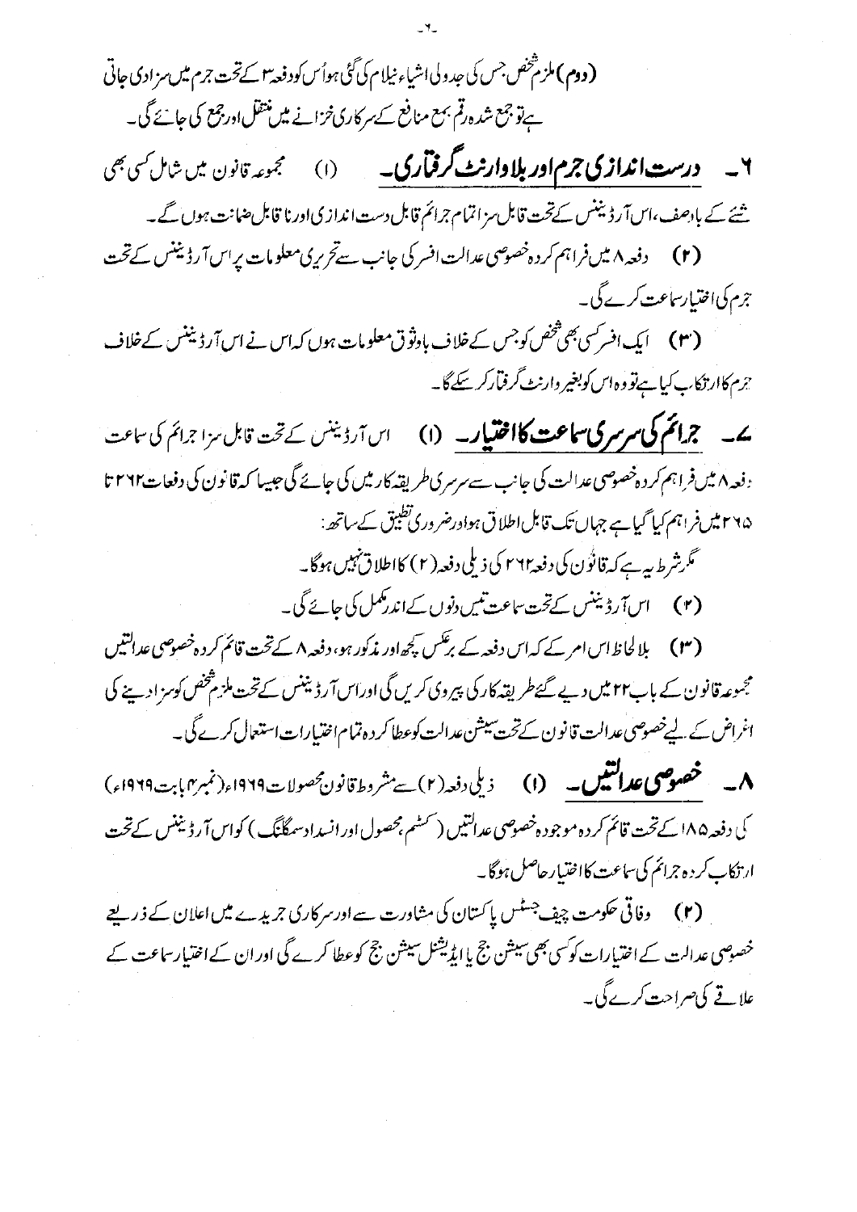(دوم) ملزم شخص جس کی جدولی اشیاء نیلام کی گئی ہو اُس کو دفعہ ۳ کے تحت جرم میں سزا دی جاتی ہے تو جمع شدہ رقم بمع منافع کے سرکاری خزانے میں منتقل اور جمع کی جائے گی۔

**۶۔ دست اندازی جرم اور بلا وارنٹ گرفتاری۔** (۱) مجموعہ قانون میں شامل کسی بھی شئے کے باوصف، اس آرڈیننس کے تحت قابل سزا تمام جرائم قابل دست اندازی اور نا قابل ضمانت ہوں گے۔

(۲) دفعہ ۸ میں فراہم کردہ خصوصی عدالت افسر کی جانب سے تحریری معلومات پر اس آرڈیننس کے تحت جرم کی اختیار سماعت کرے گی۔

(۳) ایک افسر کسی بھی شخص کو جس کے خلاف باوثوق معلومات ہوں کہ اس نے اس آرڈیننس کے خلاف جرم کا ارتکاب کیا ہے تو وہ اس کو بغیر وارنٹ گرفتار کر سکے گا۔

**۷۔ جرائم کی سرسری سماعت کا اختیار۔** (۱) اس آرڈیننس کے تحت قابل سزا جرائم کی سماعت دفعہ ۸ میں فراہم کردہ خصوصی عدالت کی جانب سے سرسری طریقہ کار میں کی جائے گی جیسا کہ قانون کی دفعات ۲۶۲ تا ۲۶۵ میں فراہم کیا گیا ہے جہاں تک قابل اطلاق ہو اور ضروری تطبیق کے ساتھ:

مگر شرط یہ ہے کہ قانون کی دفعہ ۲۶۲ کی ذیلی دفعہ (۲) کا اطلاق نہیں ہوگا۔

(۲) اس آرڈیننس کے تحت سماعت تیس دنوں کے اندر مکمل کی جائے گی۔

(۳) بلا لحاظ اس امر کے کہ اس دفعہ کے برعکس کچھ اور مذکور ہو، دفعہ ۸ کے تحت قائم کردہ خصوصی عدالتیں مجموعہ قانون کے باب ۲۲ میں دیے گئے طریقہ کار کی پیروی کریں گی اور اس آرڈیننس کے تحت ملزم شخص کو سزا دینے کی اغراض کے لیے خصوصی عدالت قانون کے تحت سیشن عدالت کو عطا کردہ تمام اختیارات استعمال کرے گی۔

**۸۔ خصوصی عدالتیں۔** (۱) ذیلی دفعہ (۲) سے مشروط قانون محصولات ۱۹۶۹ء (نمبر ۴ بابت ۱۹۶۹ء) کی دفعہ ۱۸۵ کے تحت قائم کردہ موجودہ خصوصی عدالتیں (کسٹم، محصول اور انسداد سمگلنگ) کو اس آرڈیننس کے تحت ارتکاب کردہ جرائم کی سماعت کا اختیار حاصل ہوگا۔

(۲) وفاقی حکومت چیف جسٹس پاکستان کی مشاورت سے اور سرکاری جریدے میں اعلان کے ذریعے خصوصی عدالت کے اختیارات کو کسی بھی سیشن جج یا ایڈیشنل سیشن جج کو عطا کرے گی اور ان کے اختیار سماعت کے علاقے کی صراحت کرے گی۔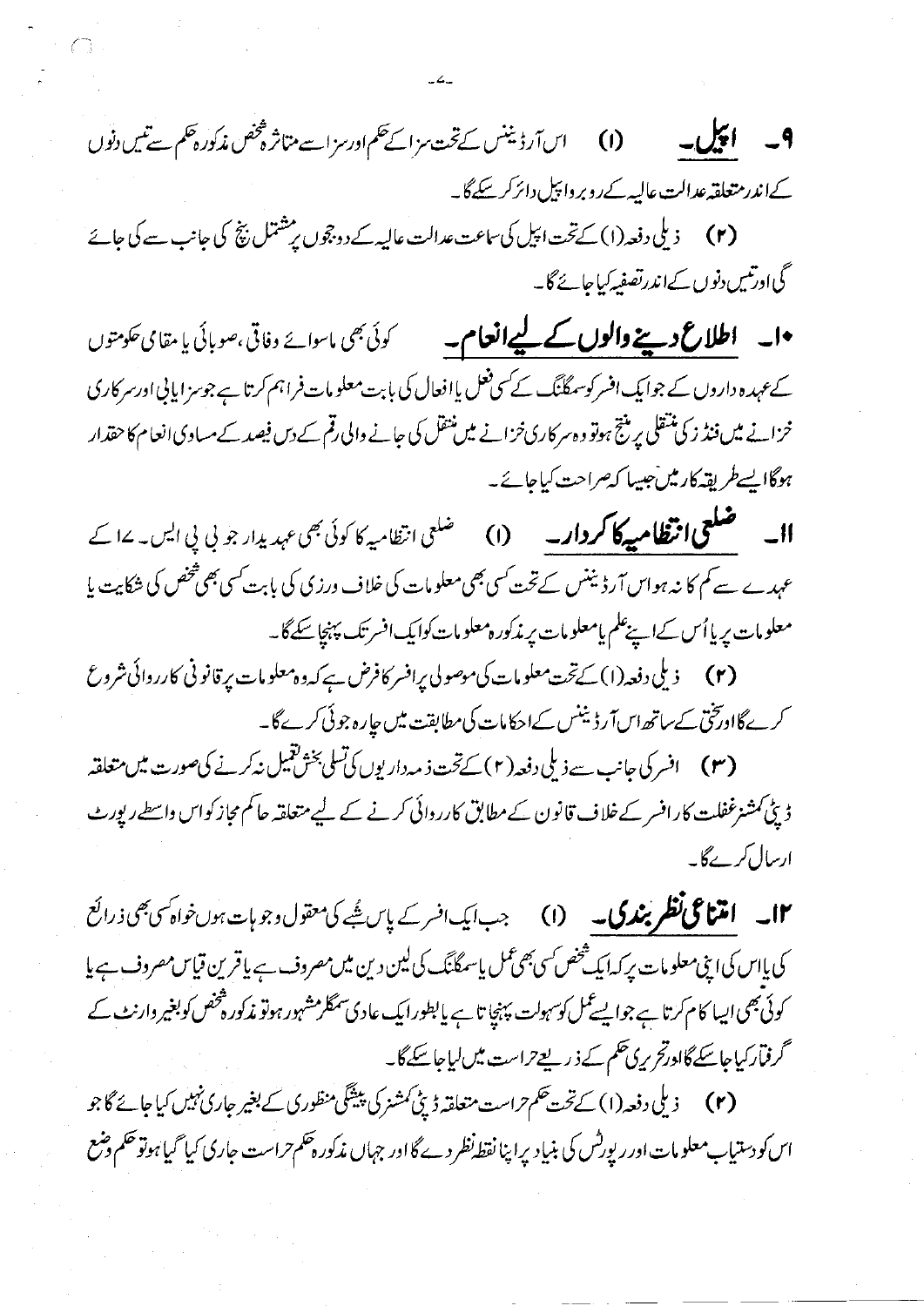**۹۔ اپیل۔** (۱) اس آرڈیننس کے تحت سزا کے حکم اور سزا سے متاثرہ شخص مذکورہ حکم سے تیس دنوں کے اندر متعلقہ عدالت عالیہ کے روبرو اپیل دائر کر سکے گا۔

(۲) ذیلی دفعہ (۱) کے تحت اپیل کی سماعت عدالت عالیہ کے دو ججوں پر مشتمل بنچ کی جانب سے کی جائے گی اور تیس دنوں کے اندر تصفیہ کیا جائے گا۔

**۱۰۔ اطلاع دینے والوں کے لیے انعام۔** کوئی بھی ماسوائے وفاقی، صوبائی یا مقامی حکومتوں کے عہدہ داروں کے جو ایک افسر کو سمگلنگ کے کسی فعل یا افعال کی بابت معلومات فراہم کرتا ہے جو سزایابی اور سرکاری خزانے میں فنڈز کی منتقلی پر منتج ہو تو وہ سرکاری خزانے میں منتقل کی جانے والی رقم کے دس فیصد کے مساوی انعام کا حقدار ہوگا ایسے طریقہ کار میں جیسا کہ صراحت کیا جائے۔

**۱۱۔ ضلعی انتظامیہ کا کردار۔** (۱) ضلعی انتظامیہ کا کوئی بھی عہدیدار جو بی پی ایس۔ ۱۷ کے عہدے سے کم کا نہ ہو اس آرڈیننس کے تحت کسی بھی معلومات کی خلاف ورزی کی بابت کسی بھی شخص کی شکایت یا معلومات پر یا اُس کے اپنے علم یا معلومات پر مذکورہ معلومات کو ایک افسر تک پہنچا سکے گا۔

(۲) ذیلی دفعہ (۱) کے تحت معلومات کی موصولی پر افسر کا فرض ہے کہ وہ معلومات پر قانونی کارروائی شروع کرے گا اور سختی کے ساتھ اس آرڈیننس کے احکامات کی مطابقت میں چارہ جوئی کرے گا۔

(۳) افسر کی جانب سے ذیلی دفعہ (۲) کے تحت ذمہ داریوں کی تسلی بخش تعمیل نہ کرنے کی صورت میں متعلقہ ڈپٹی کمشنر غفلت کار افسر کے خلاف قانون کے مطابق کارروائی کرنے کے لیے متعلقہ حاکم مجاز کو اس واسطے رپورٹ ارسال کرے گا۔

**۱۲۔ امتناعی نظر بندی۔** (۱) جب ایک افسر کے پاس شُبے کی معقول وجوہات ہوں خواہ کسی بھی ذرائع کی یا اس کی اپنی معلومات پر کہ ایک شخص کسی بھی عمل یا سمگلنگ کی لین دین میں مصروف ہے یا قرین قیاس مصروف ہے یا کوئی بھی ایسا کام کرتا ہے جو ایسے عمل کو سہولت پہنچاتا ہے یا بطور ایک عادی سمگلر مشہور ہو تو مذکورہ شخص کو بغیر وارنٹ کے گرفتار کیا جا سکے گا اور تحریری حکم کے ذریعے حراست میں لیا جا سکے گا۔

(۲) ذیلی دفعہ (۱) کے تحت حکم حراست متعلقہ ڈپٹی کمشنر کی پیشگی منظوری کے بغیر جاری نہیں کیا جائے گا جو اس کو دستیاب معلومات اور رپورٹس کی بنیاد پر اپنا نقطہ نظر دے گا اور جہاں مذکورہ حکم حراست جاری کیا گیا ہو تو حکم وضع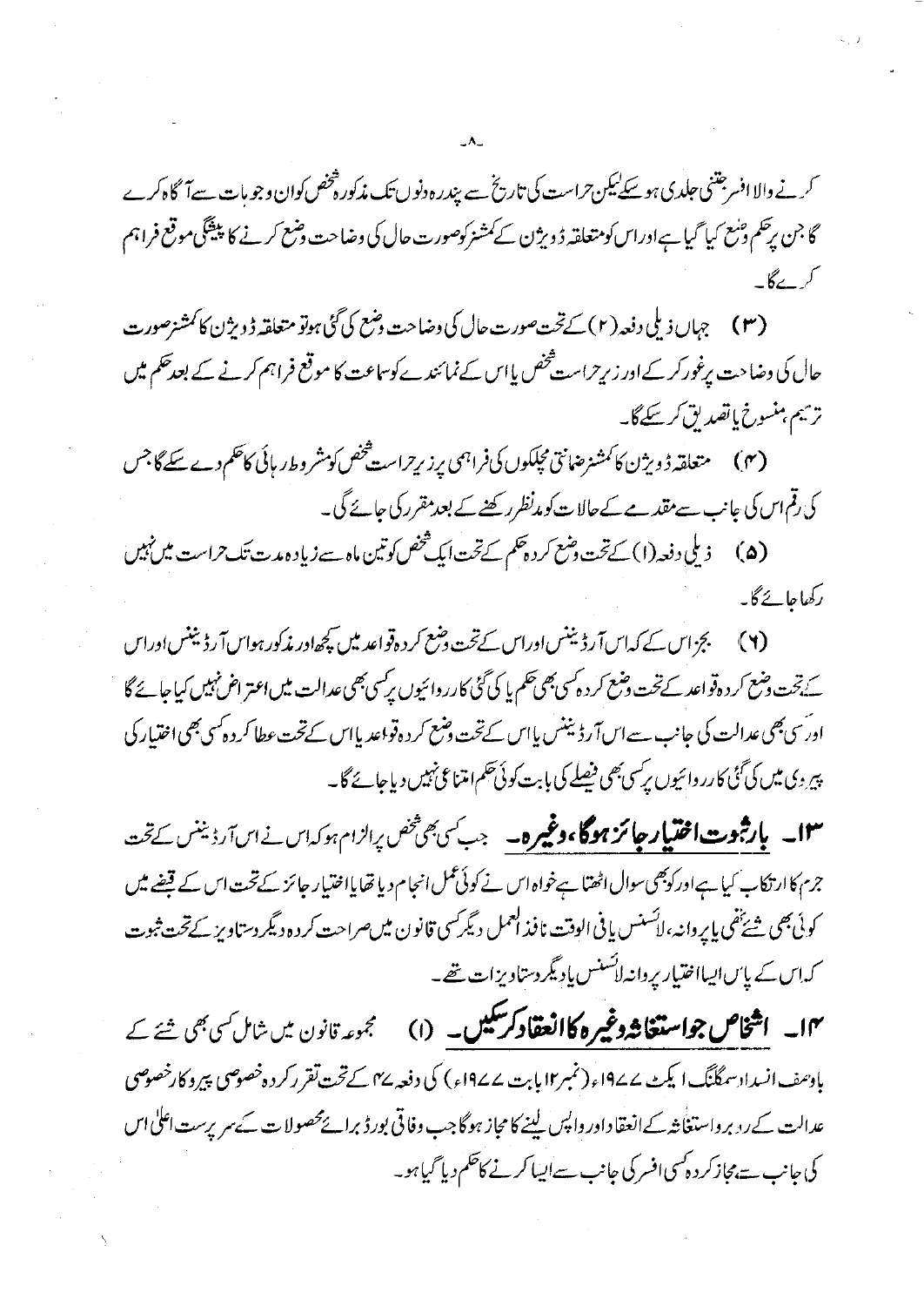کرنے والا افسر جتنی جلدی ہو سکے لیکن حراست کی تاریخ سے پندرہ دنوں تک مذکورہ شخص کو ان وجوہات سے آگاہ کرے گا جن پر حکم وضع کیا گیا ہے اور اس کو متعلقہ ڈویژن کے کمشنر کو صورت حال کی وضاحت وضع کرنے کا پیشگی موقع فراہم کرے گا۔

(۳) جہاں ذیلی دفعہ (۲) کے تحت صورت حال کی وضاحت وضع کی گئی ہو تو متعلقہ ڈویژن کا کمشنر صورت حال کی وضاحت پر غور کر کے اور زیر حراست شخص یا اس کے نمائندے کو سماعت کا موقع فراہم کرنے کے بعد حکم میں ترمیم، منسوخ یا تصدیق کر سکے گا۔

(۴) متعلقہ ڈویژن کا کمشنر ضمانتی مچلکوں کی فراہمی پر زیر حراست شخص کو مشروط رہائی کا حکم دے سکے گا جس کی رقم اس کی جانب سے مقدمے کے حالات کو مدنظر رکھنے کے بعد مقرر کی جائے گی۔

(۵) ذیلی دفعہ (۱) کے تحت وضع کردہ حکم کے تحت ایک شخص کو تین ماہ سے زیادہ مدت تک حراست میں نہیں رکھا جائے گا۔

(۶) بجز اس کے کہ اس آرڈیننس اور اس کے تحت وضع کردہ قواعد میں کچھ اور مذکور ہو اس آرڈیننس اور اس کے تحت وضع کردہ قواعد کے تحت وضع کردہ کسی بھی حکم یا کی گئی کارروائیوں پر کسی بھی عدالت میں اعتراض نہیں کیا جائے گا اور کسی بھی عدالت کی جانب سے اس آرڈیننس یا اس کے تحت وضع کردہ قواعد یا اس کے تحت عطا کردہ کسی بھی اختیار کی پیروی میں کی گئی کارروائیوں پر کسی بھی فیصلے کی بابت کوئی حکم امتناعی نہیں دیا جائے گا۔

**۱۳۔ بارِ ثبوت اختیار جائز ہوگا، وغیرہ۔** جب کسی بھی شخص پر الزام ہو کہ اس نے اس آرڈیننس کے تحت جرم کا ارتکاب کیا ہے اور کوئی بھی سوال اٹھتا ہے خواہ اس نے کوئی عمل انجام دیا تھا یا اختیار جائز کے تحت اس کے قبضے میں کوئی بھی شئے تھی یا پروانہ، لائسنس یا فی الوقت نافذ العمل دیگر کسی قانون میں صراحت کردہ دیگر دستاویز کے تحت ثبوت کہ اس کے پاس ایسا اختیار پروانہ لائسنس یا دیگر دستاویزات تھے۔

**۱۴۔ اشخاص جو استغاثہ وغیرہ کا انعقاد کر سکیں۔** (۱) مجموعہ قانون میں شامل کسی بھی شئے کے باوصف انسداد اسمگلنگ ایکٹ ۱۹۷۷ء (نمبر ۱۲ بابت ۱۹۷۷ء) کی دفعہ ۴۷ کے تحت تقرر کردہ خصوصی پیروکار خصوصی عدالت کے رو برو استغاثہ کے انعقاد اور واپس لینے کا مجاز ہوگا جب وفاقی بورڈ برائے محصولات کے سرپرست اعلیٰ اس کی جانب سے مجاز کردہ کسی افسر کی جانب سے ایسا کرنے کا حکم دیا گیا ہو۔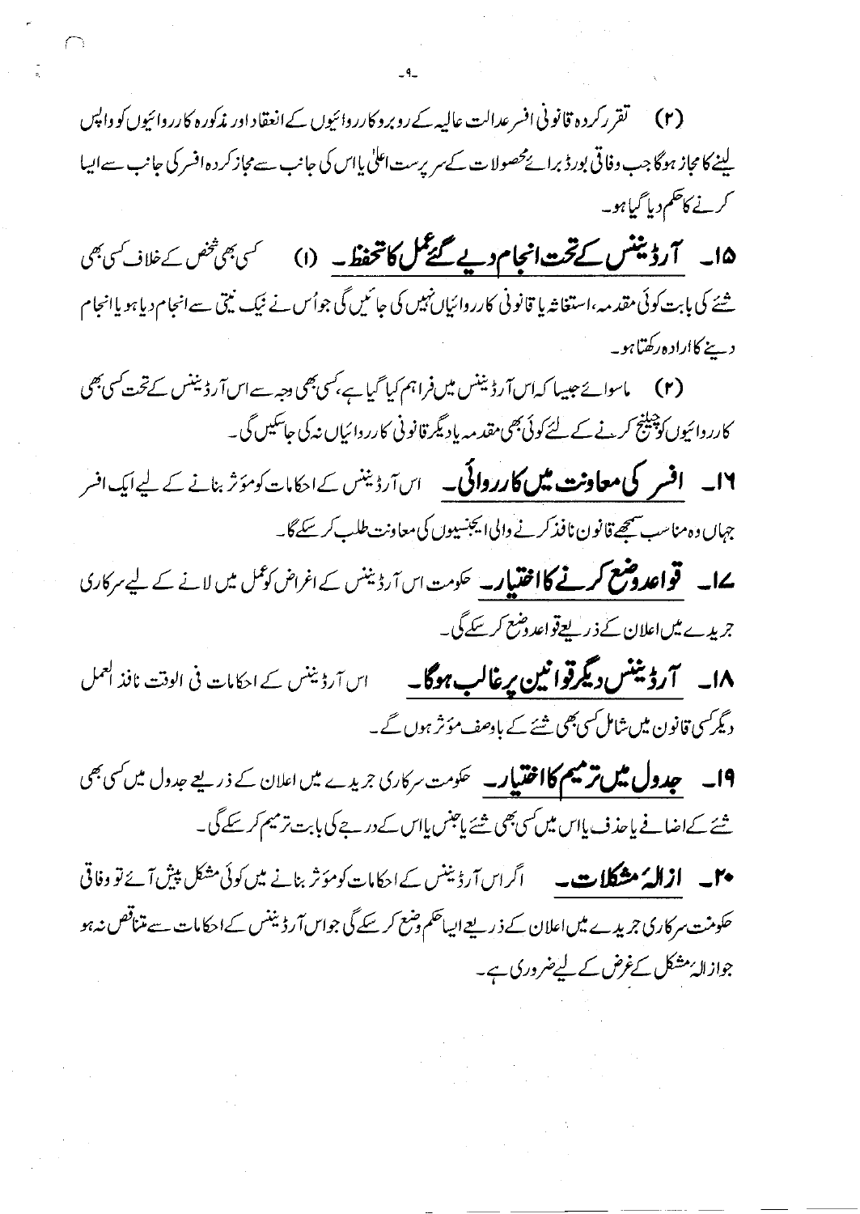(۲) تقرر کردہ قانونی افسر عدالت عالیہ کے روبرو کارروائیوں کے انعقاد اور مذکورہ کارروائیوں کو واپس لینے کا مجاز ہوگا جب وفاقی بورڈ برائے محصولات کے سرپرست اعلیٰ یا اس کی جانب سے مجاز کردہ افسر کی جانب سے ایسا کرنے کا حکم دیا گیا ہو۔

**۱۵۔ آرڈیننس کے تحت انجام دیے گئے عمل کا تحفظ۔** (۱) کسی بھی شخص کے خلاف کسی بھی شئے کی بابت کوئی مقدمہ، استغاثہ یا قانونی کارروائیاں نہیں کی جائیں گی جو اُس نے نیک نیتی سے انجام دیا ہو یا انجام دینے کا ارادہ رکھتا ہو۔

(۲) ماسوائے جیسا کہ اس آرڈیننس میں فراہم کیا گیا ہے، کسی بھی وجہ سے اس آرڈیننس کے تحت کسی بھی کارروائیوں کو چیلنج کرنے کے لئے کوئی بھی مقدمہ یا دیگر قانونی کارروائیاں نہ کی جاسکیں گی۔

**۱۶۔ افسر کی معاونت میں کارروائی۔** اس آرڈیننس کے احکامات کو مؤثر بنانے کے لیے ایک افسر جہاں وہ مناسب سمجھے قانون نافذ کرنے والی ایجنسیوں کی معاونت طلب کر سکے گا۔

**۱۷۔ قواعد وضع کرنے کا اختیار۔** حکومت اس آرڈیننس کے اغراض کو عمل میں لانے کے لیے سرکاری جریدے میں اعلان کے ذریعے قواعد وضع کر سکے گی۔

**۱۸۔ آرڈیننس دیگر قوانین پر غالب ہوگا۔** اس آرڈیننس کے احکامات فی الوقت نافذ العمل دیگر کسی قانون میں شامل کسی بھی شئے کے باوصف مؤثر ہوں گے۔

**۱۹۔ جدول میں ترمیم کا اختیار۔** حکومت سرکاری جریدے میں اعلان کے ذریعے جدول میں کسی بھی شئے کے اضافے یا حذف یا اس میں کسی بھی شئے یا جنس یا اس کے درجے کی بابت ترمیم کر سکے گی۔

**۲۰۔ ازالۂ مشکلات۔** اگر اس آرڈیننس کے احکامات کو مؤثر بنانے میں کوئی مشکل پیش آئے تو وفاقی حکومت سرکاری جریدے میں اعلان کے ذریعے ایسا حکم وضع کر سکے گی جو اس آرڈیننس کے احکامات سے متناقض نہ ہو جو ازالۂ مشکل کے غرض کے لیے ضروری ہے۔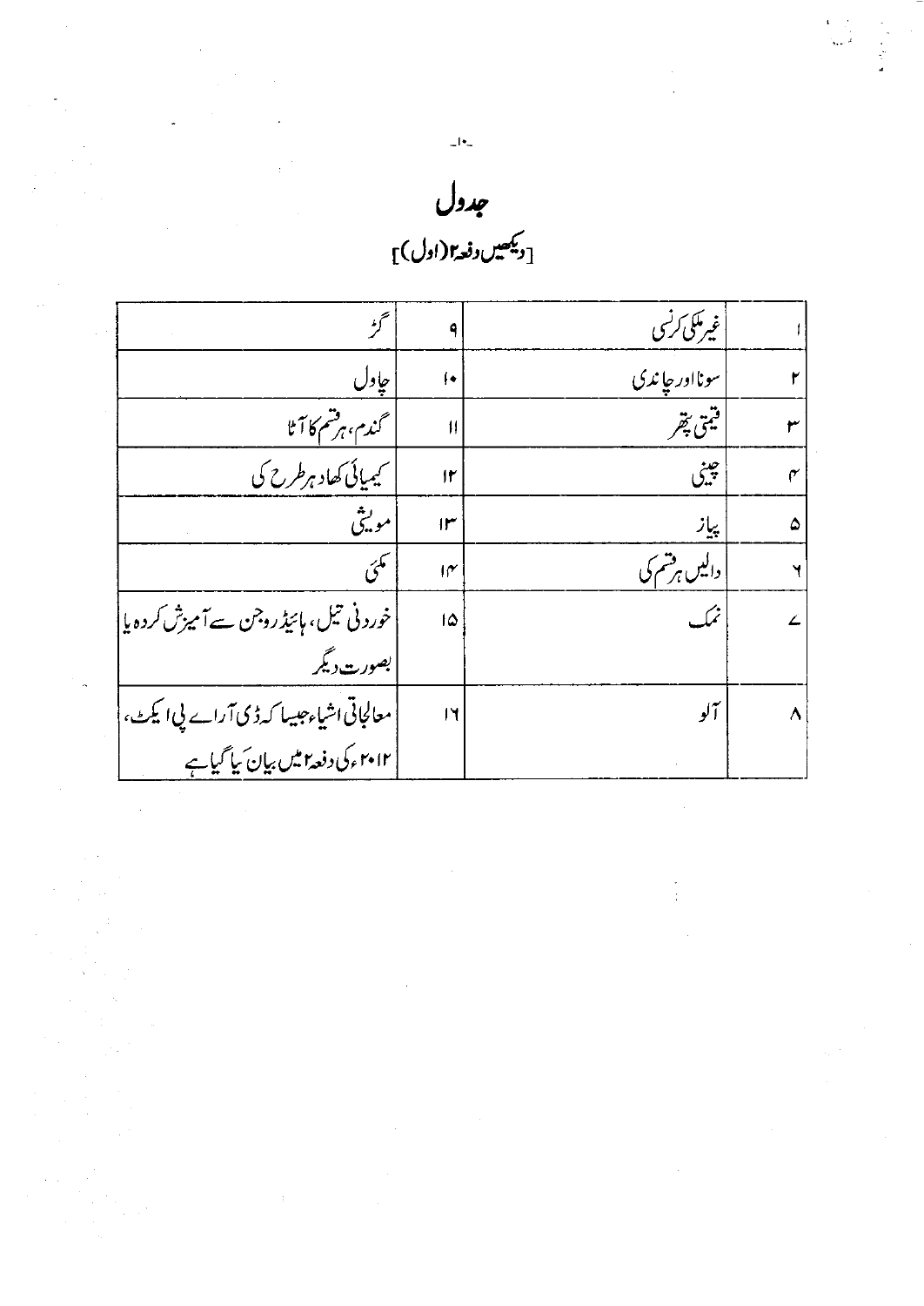# جدول

[دیکھیں دفعہ۲(اول)]

| | | | |
|---|---|---|---|
| ۱ | غیر ملکی کرنسی | ۹ | گڑ |
| ۲ | سونا اور چاندی | ۱۰ | چاول |
| ۳ | قیمتی پتھر | ۱۱ | گندم، ہر قسم کا آٹا |
| ۴ | چینی | ۱۲ | کیمیائی کھاد ہر طرح کی |
| ۵ | پیاز | ۱۳ | مویشی |
| ۶ | دالیں ہر قسم کی | ۱۴ | مکئی |
| ۷ | نمک | ۱۵ | خوردنی تیل، ہائیڈروجن سے آمیزش کردہ یا بصورت دیگر |
| ۸ | آلو | ۱۶ | معالجاتی اشیاء جیسا کہ ڈی آر اے پی ایکٹ، ۲۰۱۲ء کی دفعہ۲ میں بیان کیا گیا ہے |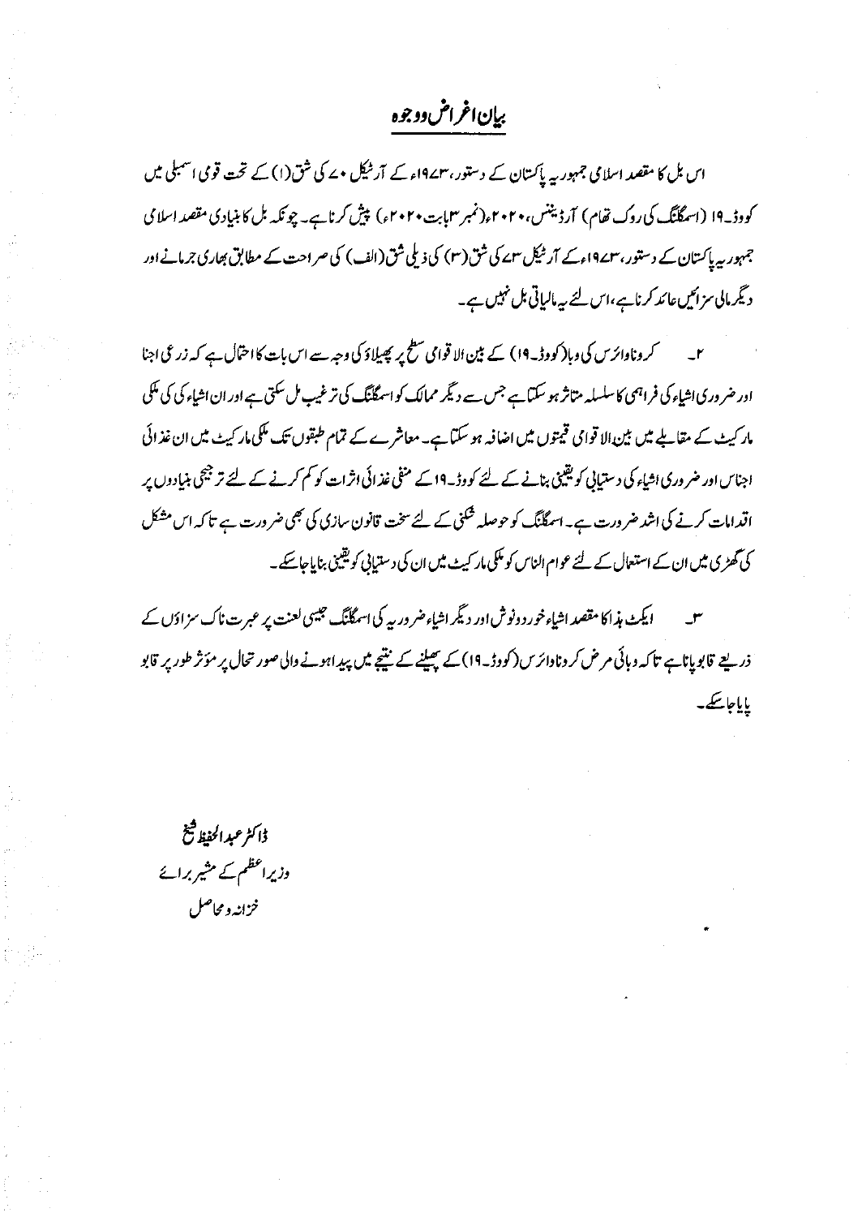# بیان اغراض ووجوہ

اس بل کا مقصد اسلامی جمہوریہ پاکستان کے دستور، ۱۹۷۳ء کے آرٹیکل ۷۰ کی شق (۱) کے تحت قومی اسمبلی میں کووڈ-۱۹ (اسمگلنگ کی روک تھام) آرڈیننس، ۲۰۲۰ء (نمبر ۳ بابت ۲۰۲۰ء) پیش کرنا ہے۔ چونکہ بل کا بنیادی مقصد اسلامی جمہوریہ پاکستان کے دستور، ۱۹۷۳ء کے آرٹیکل ۷۳ کی شق (۳) کی ذیلی شق (الف) کی صراحت کے مطابق بھاری جرمانے اور دیگر مالی سزائیں عائد کرنا ہے، اس لئے یہ مالیاتی بل نہیں ہے۔

۲۔ کرونا وائرس کی وبا (کووڈ-۱۹) کے بین الاقوامی سطح پر پھیلاؤ کی وجہ سے اس بات کا احتمال ہے کہ زرعی اجناس اور ضروری اشیاء کی فراہمی کا سلسلہ متاثر ہو سکتا ہے جس سے دیگر ممالک کو اسمگلنگ کی ترغیب مل سکتی ہے اور ان اشیاء کی کی ملکی مارکیٹ کے مقابلے میں بین الاقوامی قیمتوں میں اضافہ ہو سکتا ہے۔ معاشرے کے تمام طبقوں تک ملکی مارکیٹ میں ان غذائی اجناس اور ضروری اشیاء کی دستیابی کو یقینی بنانے کے لئے کووڈ-۱۹ کے منفی غذائی اثرات کو کم کرنے کے لئے ترجیحی بنیادوں پر اقدامات کرنے کی اشد ضرورت ہے۔ اسمگلنگ کو حوصلہ شکنی کے لئے سخت قانون سازی کی بھی ضرورت ہے تاکہ اس مشکل کی گھڑی میں ان کے استعمال کے لئے عوام الناس کو ملکی مارکیٹ میں ان کی دستیابی کو یقینی بنایا جا سکے۔

۳۔ ایکٹ ہذا کا مقصد اشیاء خورد و نوش اور دیگر اشیاء ضروریہ کی اسمگلنگ جیسی لعنت پر عبرت ناک سزاؤں کے ذریعے قابو پانا ہے تاکہ وبائی مرض کرونا وائرس (کووڈ-۱۹) کے پھیلنے کے نتیجے میں پیدا ہونے والی صورتحال پر مؤثر طور پر قابو پایا جا سکے۔

ڈاکٹر عبدالحفیظ شیخ
وزیراعظم کے مشیر برائے
خزانہ و محاصل